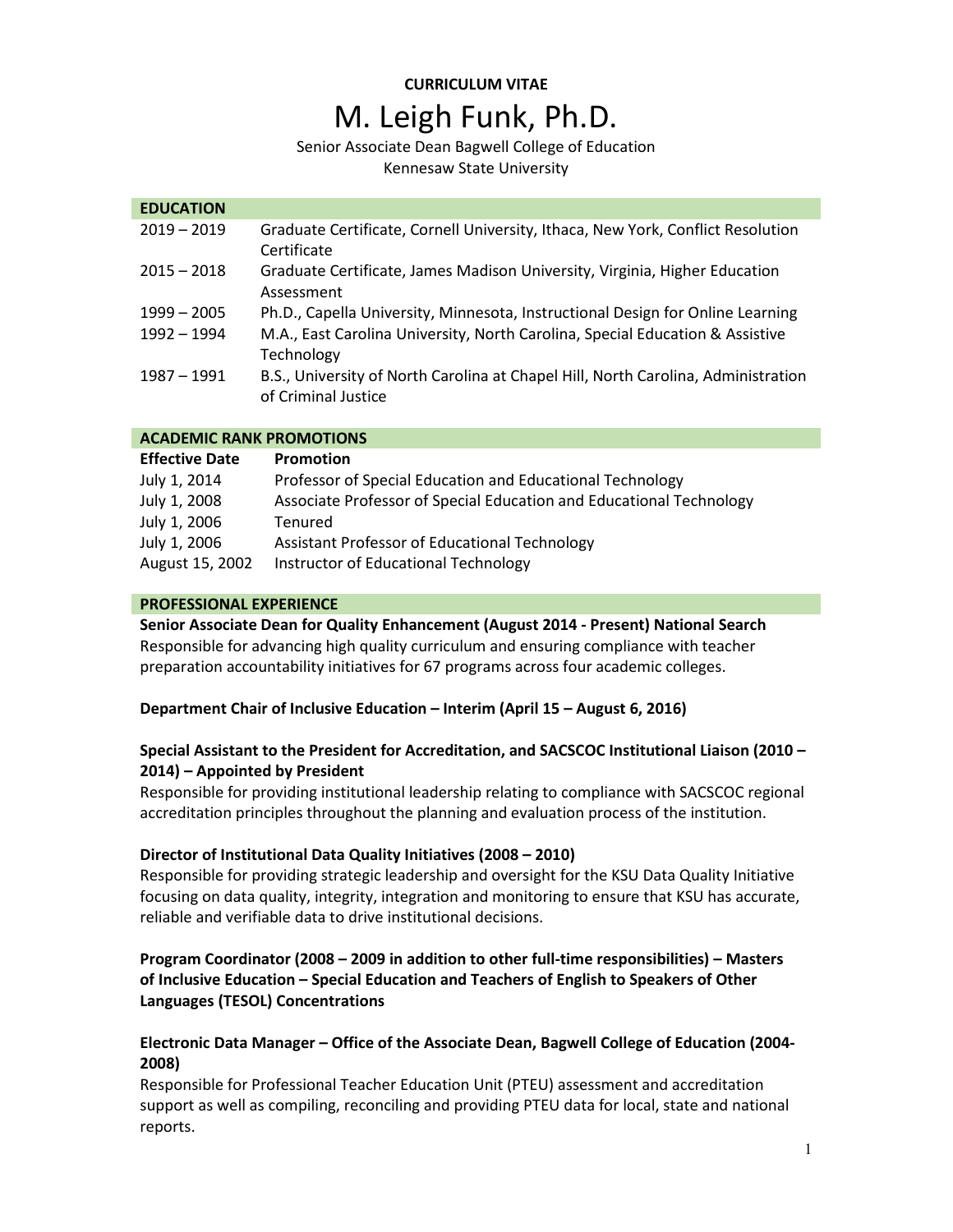**CURRICULUM VITAE**

# M. Leigh Funk, Ph.D.

Senior Associate Dean Bagwell College of Education
Kennesaw State University

## EDUCATION

| | |
|---|---|
| 2019 – 2019 | Graduate Certificate, Cornell University, Ithaca, New York, Conflict Resolution Certificate |
| 2015 – 2018 | Graduate Certificate, James Madison University, Virginia, Higher Education Assessment |
| 1999 – 2005 | Ph.D., Capella University, Minnesota, Instructional Design for Online Learning |
| 1992 – 1994 | M.A., East Carolina University, North Carolina, Special Education & Assistive Technology |
| 1987 – 1991 | B.S., University of North Carolina at Chapel Hill, North Carolina, Administration of Criminal Justice |

## ACADEMIC RANK PROMOTIONS

| Effective Date | Promotion |
|---|---|
| July 1, 2014 | Professor of Special Education and Educational Technology |
| July 1, 2008 | Associate Professor of Special Education and Educational Technology |
| July 1, 2006 | Tenured |
| July 1, 2006 | Assistant Professor of Educational Technology |
| August 15, 2002 | Instructor of Educational Technology |

## PROFESSIONAL EXPERIENCE

**Senior Associate Dean for Quality Enhancement (August 2014 - Present) National Search**
Responsible for advancing high quality curriculum and ensuring compliance with teacher preparation accountability initiatives for 67 programs across four academic colleges.

**Department Chair of Inclusive Education – Interim (April 15 – August 6, 2016)**

**Special Assistant to the President for Accreditation, and SACSCOC Institutional Liaison (2010 – 2014) – Appointed by President**
Responsible for providing institutional leadership relating to compliance with SACSCOC regional accreditation principles throughout the planning and evaluation process of the institution.

**Director of Institutional Data Quality Initiatives (2008 – 2010)**
Responsible for providing strategic leadership and oversight for the KSU Data Quality Initiative focusing on data quality, integrity, integration and monitoring to ensure that KSU has accurate, reliable and verifiable data to drive institutional decisions.

**Program Coordinator (2008 – 2009 in addition to other full-time responsibilities) – Masters of Inclusive Education – Special Education and Teachers of English to Speakers of Other Languages (TESOL) Concentrations**

**Electronic Data Manager – Office of the Associate Dean, Bagwell College of Education (2004-2008)**
Responsible for Professional Teacher Education Unit (PTEU) assessment and accreditation support as well as compiling, reconciling and providing PTEU data for local, state and national reports.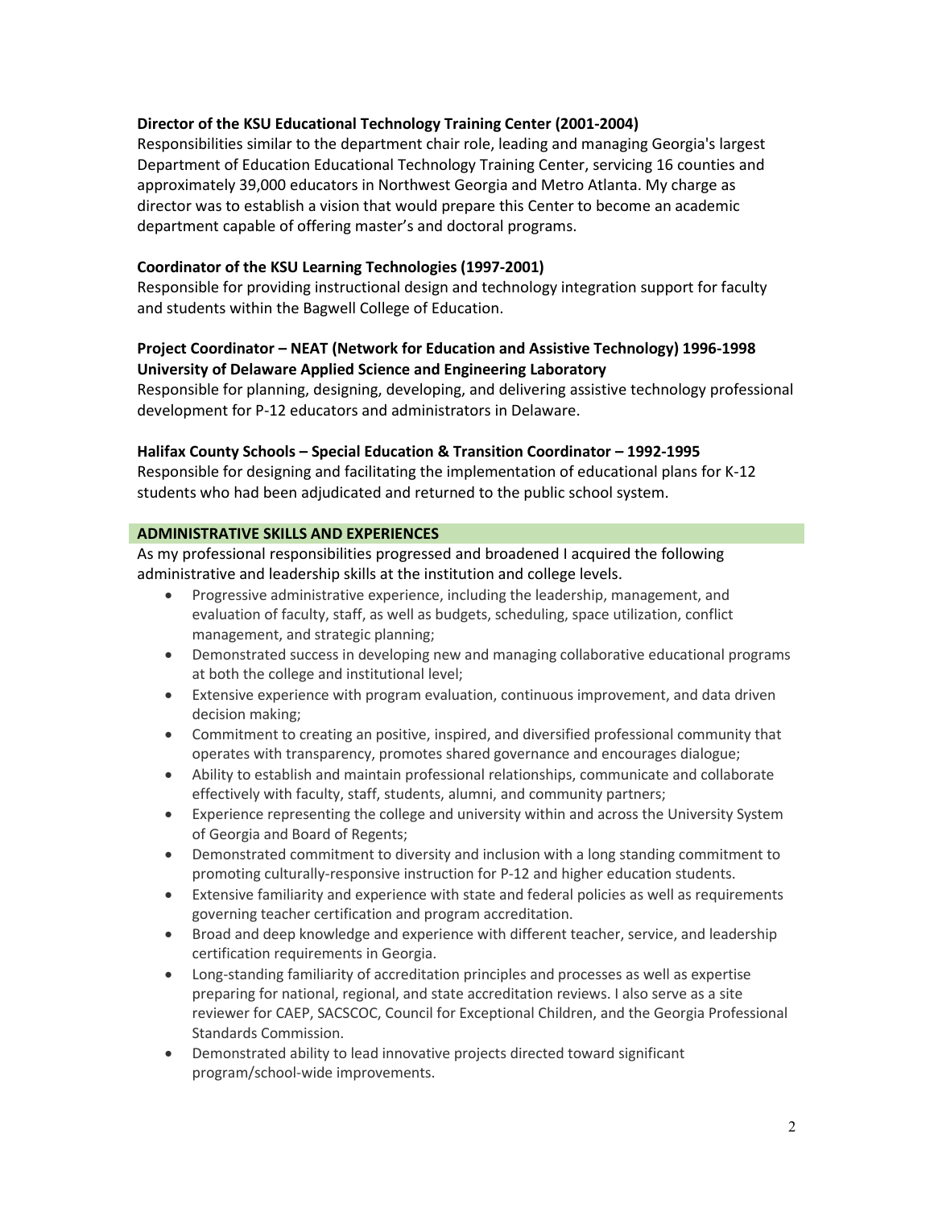**Director of the KSU Educational Technology Training Center (2001-2004)**
Responsibilities similar to the department chair role, leading and managing Georgia's largest Department of Education Educational Technology Training Center, servicing 16 counties and approximately 39,000 educators in Northwest Georgia and Metro Atlanta. My charge as director was to establish a vision that would prepare this Center to become an academic department capable of offering master's and doctoral programs.

**Coordinator of the KSU Learning Technologies (1997-2001)**
Responsible for providing instructional design and technology integration support for faculty and students within the Bagwell College of Education.

**Project Coordinator – NEAT (Network for Education and Assistive Technology) 1996-1998**
**University of Delaware Applied Science and Engineering Laboratory**
Responsible for planning, designing, developing, and delivering assistive technology professional development for P-12 educators and administrators in Delaware.

**Halifax County Schools – Special Education & Transition Coordinator – 1992-1995**
Responsible for designing and facilitating the implementation of educational plans for K-12 students who had been adjudicated and returned to the public school system.

## ADMINISTRATIVE SKILLS AND EXPERIENCES

As my professional responsibilities progressed and broadened I acquired the following administrative and leadership skills at the institution and college levels.

- Progressive administrative experience, including the leadership, management, and evaluation of faculty, staff, as well as budgets, scheduling, space utilization, conflict management, and strategic planning;
- Demonstrated success in developing new and managing collaborative educational programs at both the college and institutional level;
- Extensive experience with program evaluation, continuous improvement, and data driven decision making;
- Commitment to creating an positive, inspired, and diversified professional community that operates with transparency, promotes shared governance and encourages dialogue;
- Ability to establish and maintain professional relationships, communicate and collaborate effectively with faculty, staff, students, alumni, and community partners;
- Experience representing the college and university within and across the University System of Georgia and Board of Regents;
- Demonstrated commitment to diversity and inclusion with a long standing commitment to promoting culturally-responsive instruction for P-12 and higher education students.
- Extensive familiarity and experience with state and federal policies as well as requirements governing teacher certification and program accreditation.
- Broad and deep knowledge and experience with different teacher, service, and leadership certification requirements in Georgia.
- Long-standing familiarity of accreditation principles and processes as well as expertise preparing for national, regional, and state accreditation reviews. I also serve as a site reviewer for CAEP, SACSCOC, Council for Exceptional Children, and the Georgia Professional Standards Commission.
- Demonstrated ability to lead innovative projects directed toward significant program/school-wide improvements.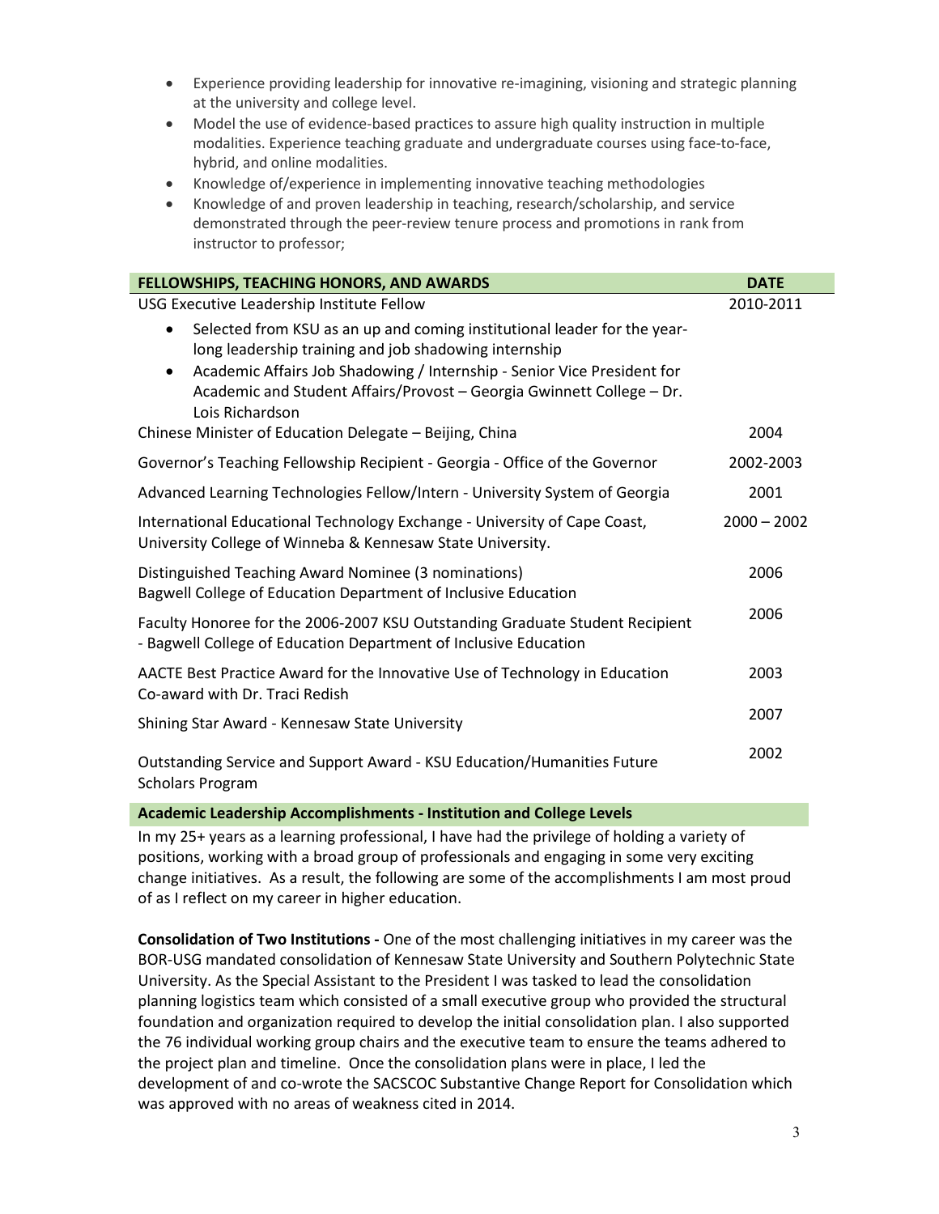- Experience providing leadership for innovative re-imagining, visioning and strategic planning at the university and college level.
- Model the use of evidence-based practices to assure high quality instruction in multiple modalities. Experience teaching graduate and undergraduate courses using face-to-face, hybrid, and online modalities.
- Knowledge of/experience in implementing innovative teaching methodologies
- Knowledge of and proven leadership in teaching, research/scholarship, and service demonstrated through the peer-review tenure process and promotions in rank from instructor to professor;

| FELLOWSHIPS, TEACHING HONORS, AND AWARDS | DATE |
|---|---|
| USG Executive Leadership Institute Fellow<br>• Selected from KSU as an up and coming institutional leader for the year-long leadership training and job shadowing internship<br>• Academic Affairs Job Shadowing / Internship - Senior Vice President for Academic and Student Affairs/Provost – Georgia Gwinnett College – Dr. Lois Richardson | 2010-2011 |
| Chinese Minister of Education Delegate – Beijing, China | 2004 |
| Governor's Teaching Fellowship Recipient - Georgia - Office of the Governor | 2002-2003 |
| Advanced Learning Technologies Fellow/Intern - University System of Georgia | 2001 |
| International Educational Technology Exchange - University of Cape Coast, University College of Winneba & Kennesaw State University. | 2000 – 2002 |
| Distinguished Teaching Award Nominee (3 nominations)<br>Bagwell College of Education Department of Inclusive Education | 2006 |
| Faculty Honoree for the 2006-2007 KSU Outstanding Graduate Student Recipient - Bagwell College of Education Department of Inclusive Education | 2006 |
| AACTE Best Practice Award for the Innovative Use of Technology in Education Co-award with Dr. Traci Redish | 2003 |
| Shining Star Award - Kennesaw State University | 2007 |
| Outstanding Service and Support Award - KSU Education/Humanities Future Scholars Program | 2002 |

## Academic Leadership Accomplishments - Institution and College Levels

In my 25+ years as a learning professional, I have had the privilege of holding a variety of positions, working with a broad group of professionals and engaging in some very exciting change initiatives. As a result, the following are some of the accomplishments I am most proud of as I reflect on my career in higher education.

**Consolidation of Two Institutions -** One of the most challenging initiatives in my career was the BOR-USG mandated consolidation of Kennesaw State University and Southern Polytechnic State University. As the Special Assistant to the President I was tasked to lead the consolidation planning logistics team which consisted of a small executive group who provided the structural foundation and organization required to develop the initial consolidation plan. I also supported the 76 individual working group chairs and the executive team to ensure the teams adhered to the project plan and timeline. Once the consolidation plans were in place, I led the development of and co-wrote the SACSCOC Substantive Change Report for Consolidation which was approved with no areas of weakness cited in 2014.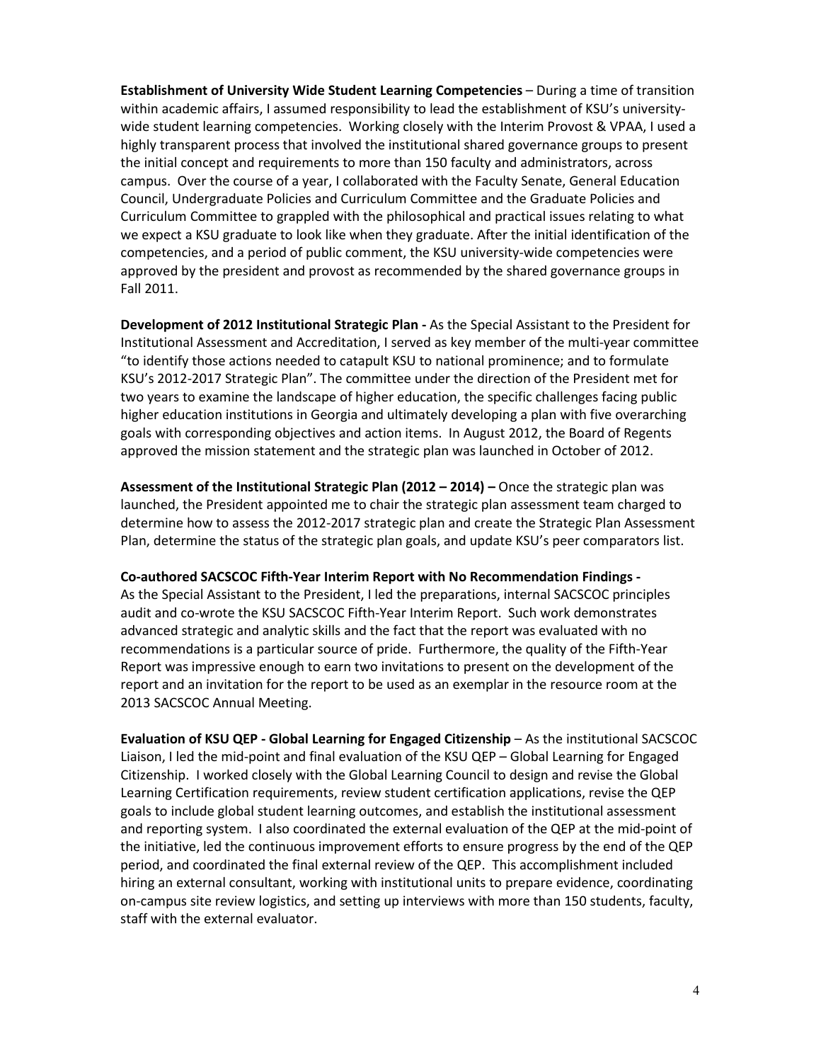**Establishment of University Wide Student Learning Competencies** – During a time of transition within academic affairs, I assumed responsibility to lead the establishment of KSU's university-wide student learning competencies. Working closely with the Interim Provost & VPAA, I used a highly transparent process that involved the institutional shared governance groups to present the initial concept and requirements to more than 150 faculty and administrators, across campus. Over the course of a year, I collaborated with the Faculty Senate, General Education Council, Undergraduate Policies and Curriculum Committee and the Graduate Policies and Curriculum Committee to grappled with the philosophical and practical issues relating to what we expect a KSU graduate to look like when they graduate. After the initial identification of the competencies, and a period of public comment, the KSU university-wide competencies were approved by the president and provost as recommended by the shared governance groups in Fall 2011.

**Development of 2012 Institutional Strategic Plan -** As the Special Assistant to the President for Institutional Assessment and Accreditation, I served as key member of the multi-year committee "to identify those actions needed to catapult KSU to national prominence; and to formulate KSU's 2012-2017 Strategic Plan". The committee under the direction of the President met for two years to examine the landscape of higher education, the specific challenges facing public higher education institutions in Georgia and ultimately developing a plan with five overarching goals with corresponding objectives and action items. In August 2012, the Board of Regents approved the mission statement and the strategic plan was launched in October of 2012.

**Assessment of the Institutional Strategic Plan (2012 – 2014) –** Once the strategic plan was launched, the President appointed me to chair the strategic plan assessment team charged to determine how to assess the 2012-2017 strategic plan and create the Strategic Plan Assessment Plan, determine the status of the strategic plan goals, and update KSU's peer comparators list.

**Co-authored SACSCOC Fifth-Year Interim Report with No Recommendation Findings -**
As the Special Assistant to the President, I led the preparations, internal SACSCOC principles audit and co-wrote the KSU SACSCOC Fifth-Year Interim Report. Such work demonstrates advanced strategic and analytic skills and the fact that the report was evaluated with no recommendations is a particular source of pride. Furthermore, the quality of the Fifth-Year Report was impressive enough to earn two invitations to present on the development of the report and an invitation for the report to be used as an exemplar in the resource room at the 2013 SACSCOC Annual Meeting.

**Evaluation of KSU QEP - Global Learning for Engaged Citizenship** – As the institutional SACSCOC Liaison, I led the mid-point and final evaluation of the KSU QEP – Global Learning for Engaged Citizenship. I worked closely with the Global Learning Council to design and revise the Global Learning Certification requirements, review student certification applications, revise the QEP goals to include global student learning outcomes, and establish the institutional assessment and reporting system. I also coordinated the external evaluation of the QEP at the mid-point of the initiative, led the continuous improvement efforts to ensure progress by the end of the QEP period, and coordinated the final external review of the QEP. This accomplishment included hiring an external consultant, working with institutional units to prepare evidence, coordinating on-campus site review logistics, and setting up interviews with more than 150 students, faculty, staff with the external evaluator.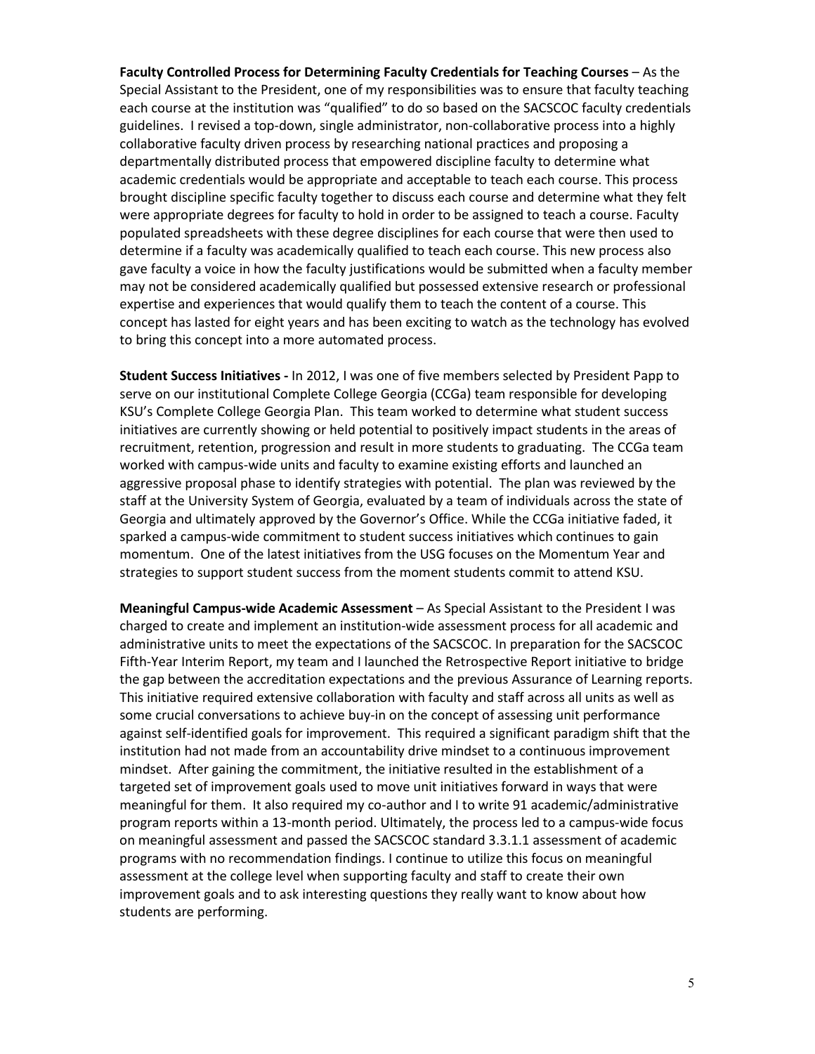**Faculty Controlled Process for Determining Faculty Credentials for Teaching Courses** – As the Special Assistant to the President, one of my responsibilities was to ensure that faculty teaching each course at the institution was "qualified" to do so based on the SACSCOC faculty credentials guidelines. I revised a top-down, single administrator, non-collaborative process into a highly collaborative faculty driven process by researching national practices and proposing a departmentally distributed process that empowered discipline faculty to determine what academic credentials would be appropriate and acceptable to teach each course. This process brought discipline specific faculty together to discuss each course and determine what they felt were appropriate degrees for faculty to hold in order to be assigned to teach a course. Faculty populated spreadsheets with these degree disciplines for each course that were then used to determine if a faculty was academically qualified to teach each course. This new process also gave faculty a voice in how the faculty justifications would be submitted when a faculty member may not be considered academically qualified but possessed extensive research or professional expertise and experiences that would qualify them to teach the content of a course. This concept has lasted for eight years and has been exciting to watch as the technology has evolved to bring this concept into a more automated process.

**Student Success Initiatives -** In 2012, I was one of five members selected by President Papp to serve on our institutional Complete College Georgia (CCGa) team responsible for developing KSU's Complete College Georgia Plan. This team worked to determine what student success initiatives are currently showing or held potential to positively impact students in the areas of recruitment, retention, progression and result in more students to graduating. The CCGa team worked with campus-wide units and faculty to examine existing efforts and launched an aggressive proposal phase to identify strategies with potential. The plan was reviewed by the staff at the University System of Georgia, evaluated by a team of individuals across the state of Georgia and ultimately approved by the Governor's Office. While the CCGa initiative faded, it sparked a campus-wide commitment to student success initiatives which continues to gain momentum. One of the latest initiatives from the USG focuses on the Momentum Year and strategies to support student success from the moment students commit to attend KSU.

**Meaningful Campus-wide Academic Assessment** – As Special Assistant to the President I was charged to create and implement an institution-wide assessment process for all academic and administrative units to meet the expectations of the SACSCOC. In preparation for the SACSCOC Fifth-Year Interim Report, my team and I launched the Retrospective Report initiative to bridge the gap between the accreditation expectations and the previous Assurance of Learning reports. This initiative required extensive collaboration with faculty and staff across all units as well as some crucial conversations to achieve buy-in on the concept of assessing unit performance against self-identified goals for improvement. This required a significant paradigm shift that the institution had not made from an accountability drive mindset to a continuous improvement mindset. After gaining the commitment, the initiative resulted in the establishment of a targeted set of improvement goals used to move unit initiatives forward in ways that were meaningful for them. It also required my co-author and I to write 91 academic/administrative program reports within a 13-month period. Ultimately, the process led to a campus-wide focus on meaningful assessment and passed the SACSCOC standard 3.3.1.1 assessment of academic programs with no recommendation findings. I continue to utilize this focus on meaningful assessment at the college level when supporting faculty and staff to create their own improvement goals and to ask interesting questions they really want to know about how students are performing.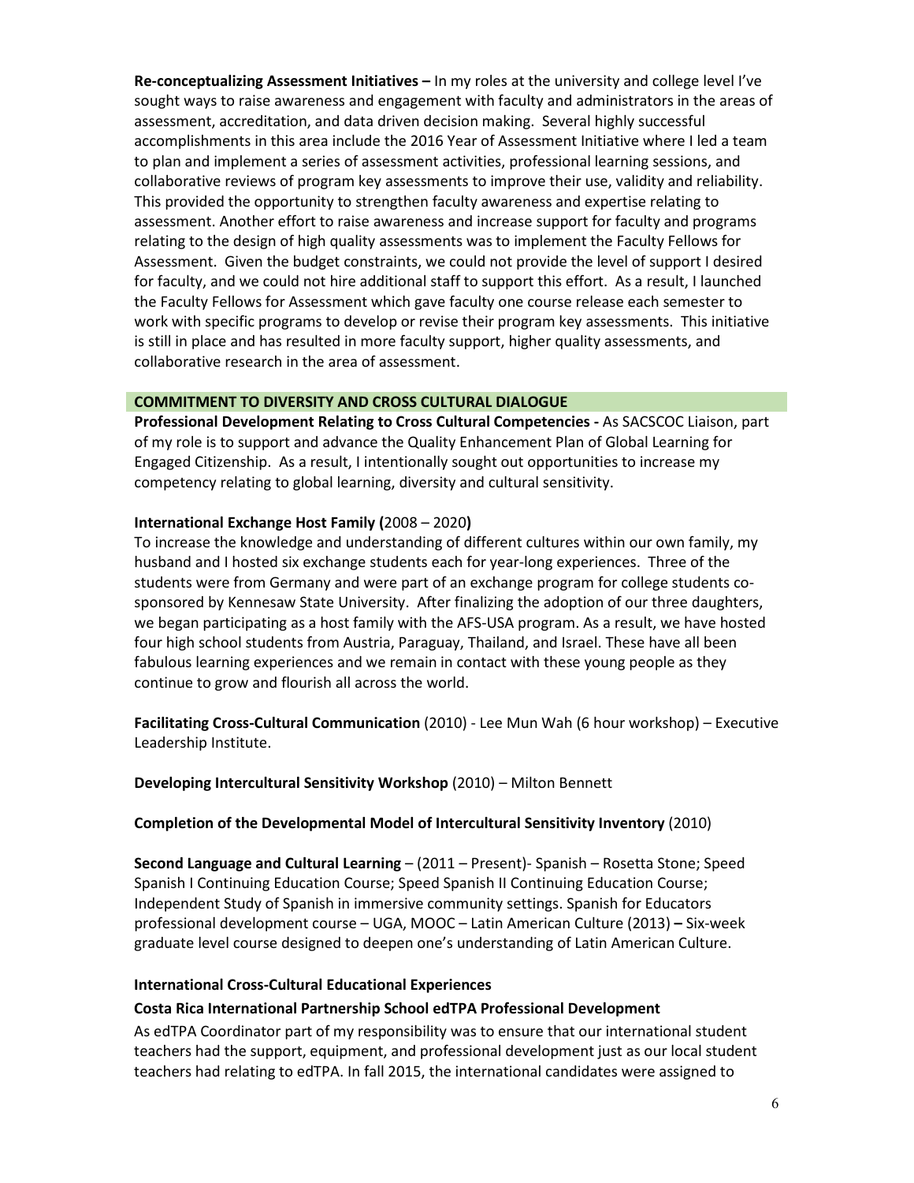**Re-conceptualizing Assessment Initiatives –** In my roles at the university and college level I've sought ways to raise awareness and engagement with faculty and administrators in the areas of assessment, accreditation, and data driven decision making. Several highly successful accomplishments in this area include the 2016 Year of Assessment Initiative where I led a team to plan and implement a series of assessment activities, professional learning sessions, and collaborative reviews of program key assessments to improve their use, validity and reliability. This provided the opportunity to strengthen faculty awareness and expertise relating to assessment. Another effort to raise awareness and increase support for faculty and programs relating to the design of high quality assessments was to implement the Faculty Fellows for Assessment. Given the budget constraints, we could not provide the level of support I desired for faculty, and we could not hire additional staff to support this effort. As a result, I launched the Faculty Fellows for Assessment which gave faculty one course release each semester to work with specific programs to develop or revise their program key assessments. This initiative is still in place and has resulted in more faculty support, higher quality assessments, and collaborative research in the area of assessment.

## COMMITMENT TO DIVERSITY AND CROSS CULTURAL DIALOGUE

**Professional Development Relating to Cross Cultural Competencies -** As SACSCOC Liaison, part of my role is to support and advance the Quality Enhancement Plan of Global Learning for Engaged Citizenship. As a result, I intentionally sought out opportunities to increase my competency relating to global learning, diversity and cultural sensitivity.

**International Exchange Host Family (**2008 – 2020**)**

To increase the knowledge and understanding of different cultures within our own family, my husband and I hosted six exchange students each for year-long experiences. Three of the students were from Germany and were part of an exchange program for college students co-sponsored by Kennesaw State University. After finalizing the adoption of our three daughters, we began participating as a host family with the AFS-USA program. As a result, we have hosted four high school students from Austria, Paraguay, Thailand, and Israel. These have all been fabulous learning experiences and we remain in contact with these young people as they continue to grow and flourish all across the world.

**Facilitating Cross-Cultural Communication** (2010) - Lee Mun Wah (6 hour workshop) – Executive Leadership Institute.

**Developing Intercultural Sensitivity Workshop** (2010) – Milton Bennett

**Completion of the Developmental Model of Intercultural Sensitivity Inventory** (2010)

**Second Language and Cultural Learning** – (2011 – Present)- Spanish – Rosetta Stone; Speed Spanish I Continuing Education Course; Speed Spanish II Continuing Education Course; Independent Study of Spanish in immersive community settings. Spanish for Educators professional development course – UGA, MOOC – Latin American Culture (2013) **–** Six-week graduate level course designed to deepen one's understanding of Latin American Culture.

**International Cross-Cultural Educational Experiences**

**Costa Rica International Partnership School edTPA Professional Development**

As edTPA Coordinator part of my responsibility was to ensure that our international student teachers had the support, equipment, and professional development just as our local student teachers had relating to edTPA. In fall 2015, the international candidates were assigned to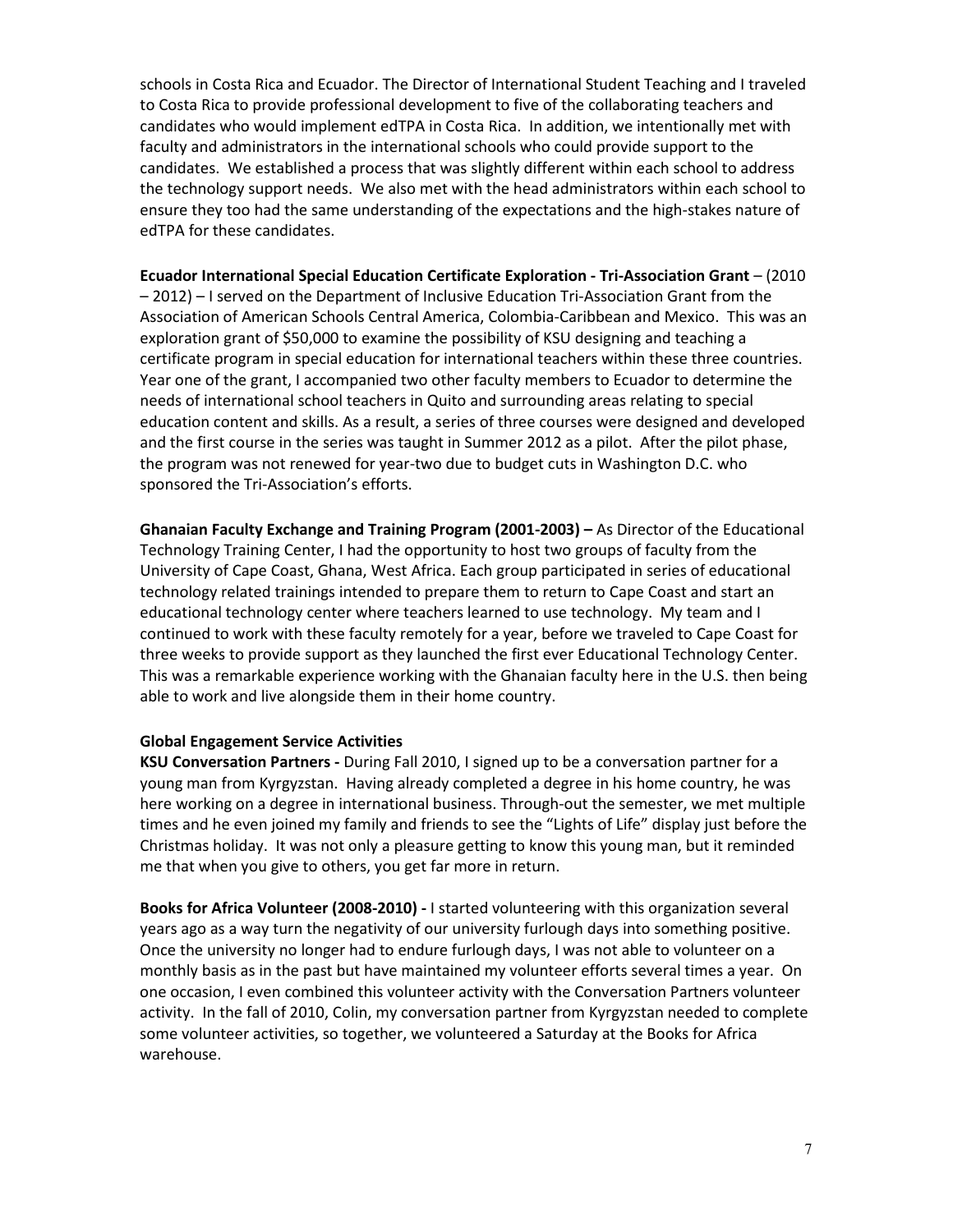schools in Costa Rica and Ecuador. The Director of International Student Teaching and I traveled to Costa Rica to provide professional development to five of the collaborating teachers and candidates who would implement edTPA in Costa Rica. In addition, we intentionally met with faculty and administrators in the international schools who could provide support to the candidates. We established a process that was slightly different within each school to address the technology support needs. We also met with the head administrators within each school to ensure they too had the same understanding of the expectations and the high-stakes nature of edTPA for these candidates.

**Ecuador International Special Education Certificate Exploration - Tri-Association Grant** – (2010 – 2012) – I served on the Department of Inclusive Education Tri-Association Grant from the Association of American Schools Central America, Colombia-Caribbean and Mexico. This was an exploration grant of $50,000 to examine the possibility of KSU designing and teaching a certificate program in special education for international teachers within these three countries. Year one of the grant, I accompanied two other faculty members to Ecuador to determine the needs of international school teachers in Quito and surrounding areas relating to special education content and skills. As a result, a series of three courses were designed and developed and the first course in the series was taught in Summer 2012 as a pilot. After the pilot phase, the program was not renewed for year-two due to budget cuts in Washington D.C. who sponsored the Tri-Association's efforts.

**Ghanaian Faculty Exchange and Training Program (2001-2003) –** As Director of the Educational Technology Training Center, I had the opportunity to host two groups of faculty from the University of Cape Coast, Ghana, West Africa. Each group participated in series of educational technology related trainings intended to prepare them to return to Cape Coast and start an educational technology center where teachers learned to use technology. My team and I continued to work with these faculty remotely for a year, before we traveled to Cape Coast for three weeks to provide support as they launched the first ever Educational Technology Center. This was a remarkable experience working with the Ghanaian faculty here in the U.S. then being able to work and live alongside them in their home country.

**Global Engagement Service Activities**

**KSU Conversation Partners -** During Fall 2010, I signed up to be a conversation partner for a young man from Kyrgyzstan. Having already completed a degree in his home country, he was here working on a degree in international business. Through-out the semester, we met multiple times and he even joined my family and friends to see the "Lights of Life" display just before the Christmas holiday. It was not only a pleasure getting to know this young man, but it reminded me that when you give to others, you get far more in return.

**Books for Africa Volunteer (2008-2010) -** I started volunteering with this organization several years ago as a way turn the negativity of our university furlough days into something positive. Once the university no longer had to endure furlough days, I was not able to volunteer on a monthly basis as in the past but have maintained my volunteer efforts several times a year. On one occasion, I even combined this volunteer activity with the Conversation Partners volunteer activity. In the fall of 2010, Colin, my conversation partner from Kyrgyzstan needed to complete some volunteer activities, so together, we volunteered a Saturday at the Books for Africa warehouse.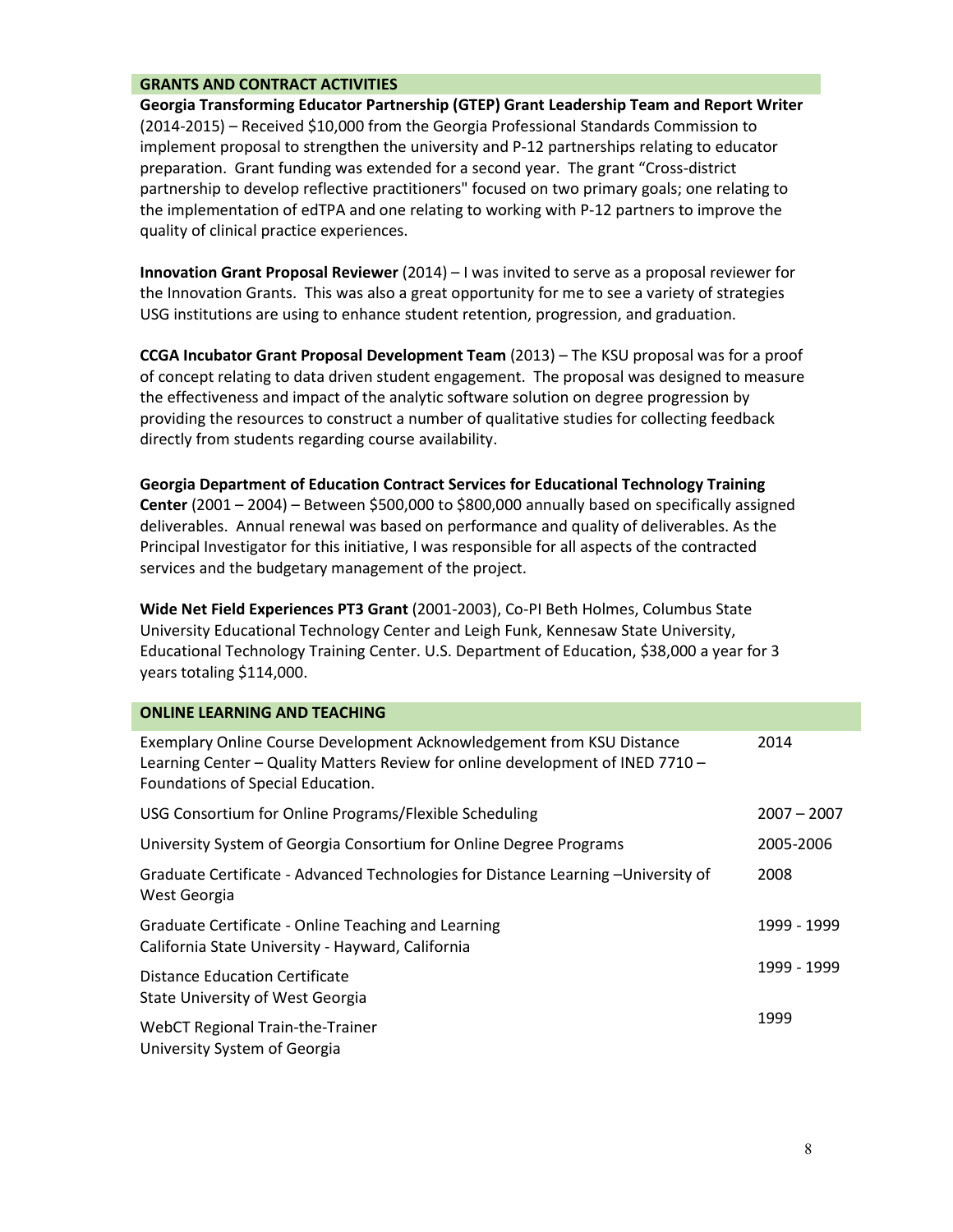## GRANTS AND CONTRACT ACTIVITIES

**Georgia Transforming Educator Partnership (GTEP) Grant Leadership Team and Report Writer** (2014-2015) – Received $10,000 from the Georgia Professional Standards Commission to implement proposal to strengthen the university and P-12 partnerships relating to educator preparation. Grant funding was extended for a second year. The grant "Cross-district partnership to develop reflective practitioners" focused on two primary goals; one relating to the implementation of edTPA and one relating to working with P-12 partners to improve the quality of clinical practice experiences.

**Innovation Grant Proposal Reviewer** (2014) – I was invited to serve as a proposal reviewer for the Innovation Grants. This was also a great opportunity for me to see a variety of strategies USG institutions are using to enhance student retention, progression, and graduation.

**CCGA Incubator Grant Proposal Development Team** (2013) – The KSU proposal was for a proof of concept relating to data driven student engagement. The proposal was designed to measure the effectiveness and impact of the analytic software solution on degree progression by providing the resources to construct a number of qualitative studies for collecting feedback directly from students regarding course availability.

**Georgia Department of Education Contract Services for Educational Technology Training Center** (2001 – 2004) – Between $500,000 to $800,000 annually based on specifically assigned deliverables. Annual renewal was based on performance and quality of deliverables. As the Principal Investigator for this initiative, I was responsible for all aspects of the contracted services and the budgetary management of the project.

**Wide Net Field Experiences PT3 Grant** (2001-2003), Co-PI Beth Holmes, Columbus State University Educational Technology Center and Leigh Funk, Kennesaw State University, Educational Technology Training Center. U.S. Department of Education, $38,000 a year for 3 years totaling $114,000.

## ONLINE LEARNING AND TEACHING

| | |
|---|---|
| Exemplary Online Course Development Acknowledgement from KSU Distance Learning Center – Quality Matters Review for online development of INED 7710 – Foundations of Special Education. | 2014 |
| USG Consortium for Online Programs/Flexible Scheduling | 2007 – 2007 |
| University System of Georgia Consortium for Online Degree Programs | 2005-2006 |
| Graduate Certificate - Advanced Technologies for Distance Learning –University of West Georgia | 2008 |
| Graduate Certificate - Online Teaching and Learning<br>California State University - Hayward, California | 1999 - 1999 |
| Distance Education Certificate<br>State University of West Georgia | 1999 - 1999 |
| WebCT Regional Train-the-Trainer<br>University System of Georgia | 1999 |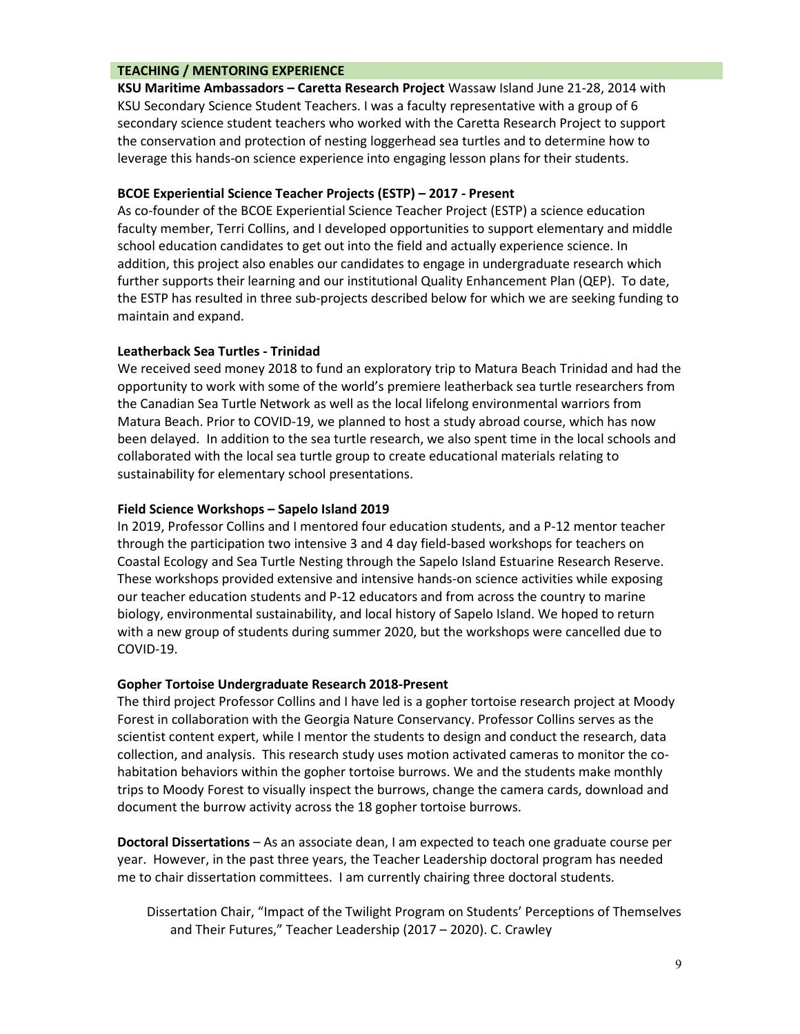## TEACHING / MENTORING EXPERIENCE

**KSU Maritime Ambassadors – Caretta Research Project** Wassaw Island June 21-28, 2014 with KSU Secondary Science Student Teachers. I was a faculty representative with a group of 6 secondary science student teachers who worked with the Caretta Research Project to support the conservation and protection of nesting loggerhead sea turtles and to determine how to leverage this hands-on science experience into engaging lesson plans for their students.

**BCOE Experiential Science Teacher Projects (ESTP) – 2017 - Present**

As co-founder of the BCOE Experiential Science Teacher Project (ESTP) a science education faculty member, Terri Collins, and I developed opportunities to support elementary and middle school education candidates to get out into the field and actually experience science. In addition, this project also enables our candidates to engage in undergraduate research which further supports their learning and our institutional Quality Enhancement Plan (QEP). To date, the ESTP has resulted in three sub-projects described below for which we are seeking funding to maintain and expand.

**Leatherback Sea Turtles - Trinidad**

We received seed money 2018 to fund an exploratory trip to Matura Beach Trinidad and had the opportunity to work with some of the world's premiere leatherback sea turtle researchers from the Canadian Sea Turtle Network as well as the local lifelong environmental warriors from Matura Beach. Prior to COVID-19, we planned to host a study abroad course, which has now been delayed. In addition to the sea turtle research, we also spent time in the local schools and collaborated with the local sea turtle group to create educational materials relating to sustainability for elementary school presentations.

**Field Science Workshops – Sapelo Island 2019**

In 2019, Professor Collins and I mentored four education students, and a P-12 mentor teacher through the participation two intensive 3 and 4 day field-based workshops for teachers on Coastal Ecology and Sea Turtle Nesting through the Sapelo Island Estuarine Research Reserve. These workshops provided extensive and intensive hands-on science activities while exposing our teacher education students and P-12 educators and from across the country to marine biology, environmental sustainability, and local history of Sapelo Island. We hoped to return with a new group of students during summer 2020, but the workshops were cancelled due to COVID-19.

**Gopher Tortoise Undergraduate Research 2018-Present**

The third project Professor Collins and I have led is a gopher tortoise research project at Moody Forest in collaboration with the Georgia Nature Conservancy. Professor Collins serves as the scientist content expert, while I mentor the students to design and conduct the research, data collection, and analysis. This research study uses motion activated cameras to monitor the co-habitation behaviors within the gopher tortoise burrows. We and the students make monthly trips to Moody Forest to visually inspect the burrows, change the camera cards, download and document the burrow activity across the 18 gopher tortoise burrows.

**Doctoral Dissertations** – As an associate dean, I am expected to teach one graduate course per year. However, in the past three years, the Teacher Leadership doctoral program has needed me to chair dissertation committees. I am currently chairing three doctoral students.

Dissertation Chair, "Impact of the Twilight Program on Students' Perceptions of Themselves and Their Futures," Teacher Leadership (2017 – 2020). C. Crawley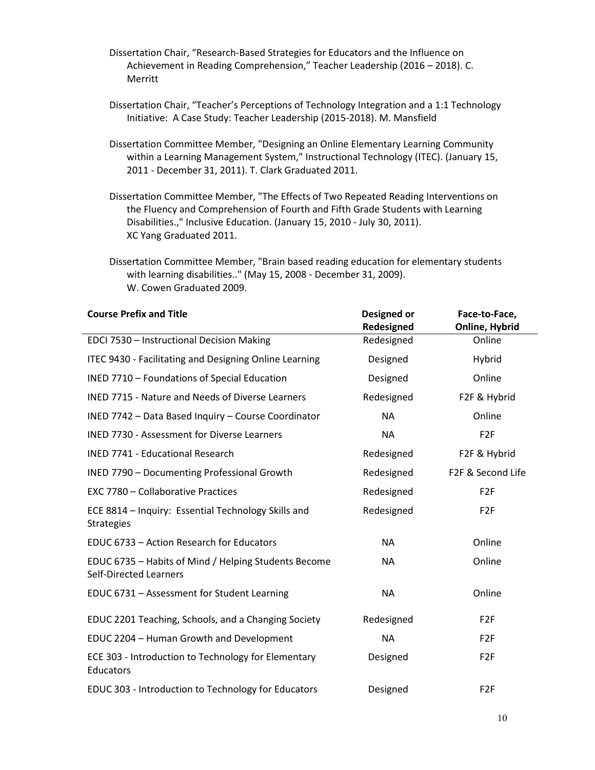Dissertation Chair, “Research-Based Strategies for Educators and the Influence on Achievement in Reading Comprehension,” Teacher Leadership (2016 – 2018). C. Merritt

Dissertation Chair, “Teacher’s Perceptions of Technology Integration and a 1:1 Technology Initiative: A Case Study: Teacher Leadership (2015-2018). M. Mansfield

Dissertation Committee Member, "Designing an Online Elementary Learning Community within a Learning Management System," Instructional Technology (ITEC). (January 15, 2011 - December 31, 2011). T. Clark Graduated 2011.

Dissertation Committee Member, "The Effects of Two Repeated Reading Interventions on the Fluency and Comprehension of Fourth and Fifth Grade Students with Learning Disabilities.," Inclusive Education. (January 15, 2010 - July 30, 2011). XC Yang Graduated 2011.

Dissertation Committee Member, "Brain based reading education for elementary students with learning disabilities.." (May 15, 2008 - December 31, 2009). W. Cowen Graduated 2009.

| **Course Prefix and Title** | **Designed or Redesigned** | **Face-to-Face, Online, Hybrid** |
|---|---|---|
| EDCI 7530 – Instructional Decision Making | Redesigned | Online |
| ITEC 9430 - Facilitating and Designing Online Learning | Designed | Hybrid |
| INED 7710 – Foundations of Special Education | Designed | Online |
| INED 7715 - Nature and Needs of Diverse Learners | Redesigned | F2F & Hybrid |
| INED 7742 – Data Based Inquiry – Course Coordinator | NA | Online |
| INED 7730 - Assessment for Diverse Learners | NA | F2F |
| INED 7741 - Educational Research | Redesigned | F2F & Hybrid |
| INED 7790 – Documenting Professional Growth | Redesigned | F2F & Second Life |
| EXC 7780 – Collaborative Practices | Redesigned | F2F |
| ECE 8814 – Inquiry: Essential Technology Skills and Strategies | Redesigned | F2F |
| EDUC 6733 – Action Research for Educators | NA | Online |
| EDUC 6735 – Habits of Mind / Helping Students Become Self-Directed Learners | NA | Online |
| EDUC 6731 – Assessment for Student Learning | NA | Online |
| EDUC 2201 Teaching, Schools, and a Changing Society | Redesigned | F2F |
| EDUC 2204 – Human Growth and Development | NA | F2F |
| ECE 303 - Introduction to Technology for Elementary Educators | Designed | F2F |
| EDUC 303 - Introduction to Technology for Educators | Designed | F2F |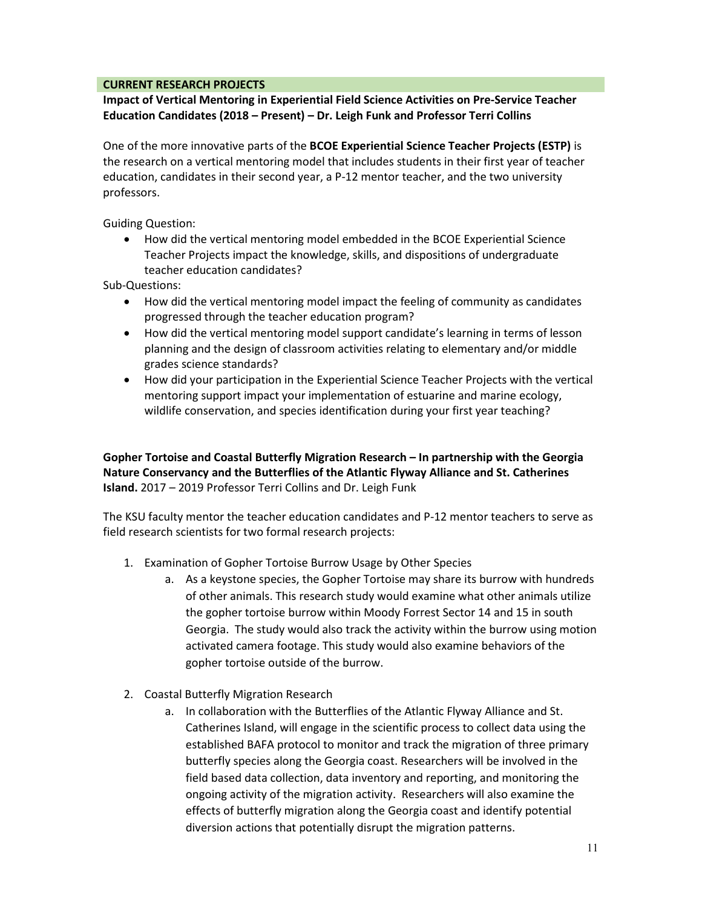## CURRENT RESEARCH PROJECTS

**Impact of Vertical Mentoring in Experiential Field Science Activities on Pre-Service Teacher Education Candidates (2018 – Present) – Dr. Leigh Funk and Professor Terri Collins**

One of the more innovative parts of the **BCOE Experiential Science Teacher Projects (ESTP)** is the research on a vertical mentoring model that includes students in their first year of teacher education, candidates in their second year, a P-12 mentor teacher, and the two university professors.

Guiding Question:

- How did the vertical mentoring model embedded in the BCOE Experiential Science Teacher Projects impact the knowledge, skills, and dispositions of undergraduate teacher education candidates?

Sub-Questions:

- How did the vertical mentoring model impact the feeling of community as candidates progressed through the teacher education program?
- How did the vertical mentoring model support candidate's learning in terms of lesson planning and the design of classroom activities relating to elementary and/or middle grades science standards?
- How did your participation in the Experiential Science Teacher Projects with the vertical mentoring support impact your implementation of estuarine and marine ecology, wildlife conservation, and species identification during your first year teaching?

**Gopher Tortoise and Coastal Butterfly Migration Research – In partnership with the Georgia Nature Conservancy and the Butterflies of the Atlantic Flyway Alliance and St. Catherines Island.** 2017 – 2019 Professor Terri Collins and Dr. Leigh Funk

The KSU faculty mentor the teacher education candidates and P-12 mentor teachers to serve as field research scientists for two formal research projects:

1. Examination of Gopher Tortoise Burrow Usage by Other Species
    a. As a keystone species, the Gopher Tortoise may share its burrow with hundreds of other animals. This research study would examine what other animals utilize the gopher tortoise burrow within Moody Forrest Sector 14 and 15 in south Georgia. The study would also track the activity within the burrow using motion activated camera footage. This study would also examine behaviors of the gopher tortoise outside of the burrow.

2. Coastal Butterfly Migration Research
    a. In collaboration with the Butterflies of the Atlantic Flyway Alliance and St. Catherines Island, will engage in the scientific process to collect data using the established BAFA protocol to monitor and track the migration of three primary butterfly species along the Georgia coast. Researchers will be involved in the field based data collection, data inventory and reporting, and monitoring the ongoing activity of the migration activity. Researchers will also examine the effects of butterfly migration along the Georgia coast and identify potential diversion actions that potentially disrupt the migration patterns.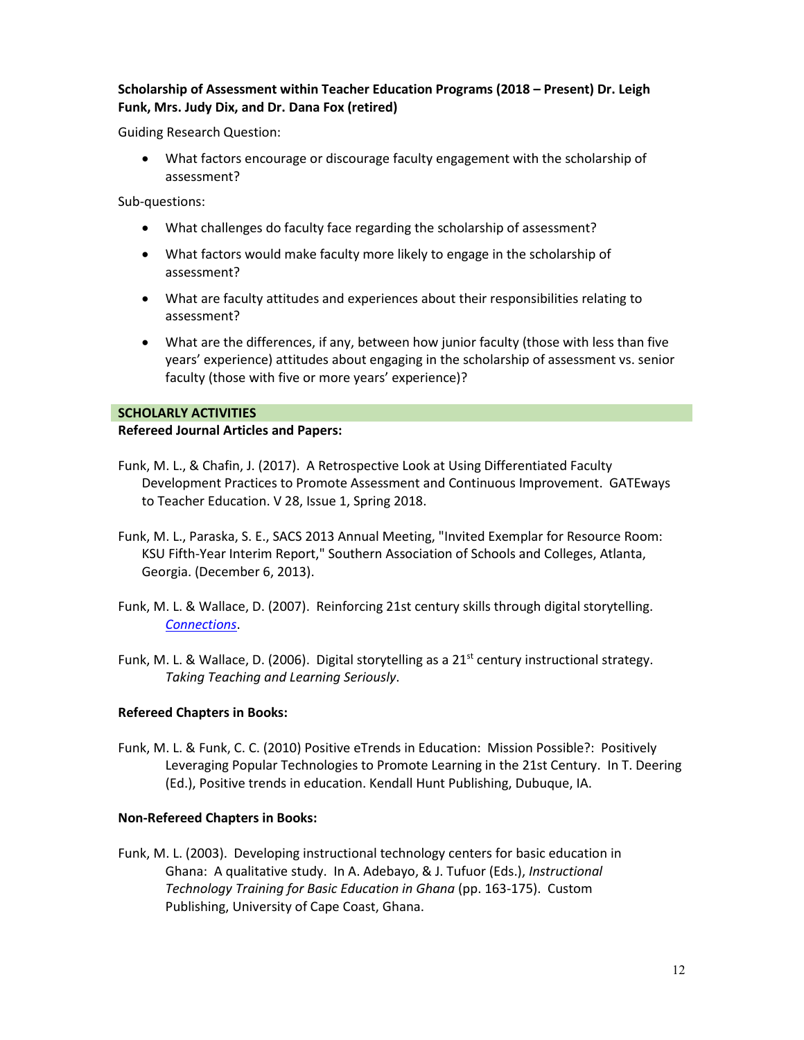**Scholarship of Assessment within Teacher Education Programs (2018 – Present) Dr. Leigh Funk, Mrs. Judy Dix, and Dr. Dana Fox (retired)**

Guiding Research Question:

- What factors encourage or discourage faculty engagement with the scholarship of assessment?

Sub-questions:

- What challenges do faculty face regarding the scholarship of assessment?
- What factors would make faculty more likely to engage in the scholarship of assessment?
- What are faculty attitudes and experiences about their responsibilities relating to assessment?
- What are the differences, if any, between how junior faculty (those with less than five years' experience) attitudes about engaging in the scholarship of assessment vs. senior faculty (those with five or more years' experience)?

## SCHOLARLY ACTIVITIES

**Refereed Journal Articles and Papers:**

Funk, M. L., & Chafin, J. (2017). A Retrospective Look at Using Differentiated Faculty Development Practices to Promote Assessment and Continuous Improvement. GATEways to Teacher Education. V 28, Issue 1, Spring 2018.

Funk, M. L., Paraska, S. E., SACS 2013 Annual Meeting, "Invited Exemplar for Resource Room: KSU Fifth-Year Interim Report," Southern Association of Schools and Colleges, Atlanta, Georgia. (December 6, 2013).

Funk, M. L. & Wallace, D. (2007). Reinforcing 21st century skills through digital storytelling. *Connections*.

Funk, M. L. & Wallace, D. (2006). Digital storytelling as a 21st century instructional strategy. *Taking Teaching and Learning Seriously*.

**Refereed Chapters in Books:**

Funk, M. L. & Funk, C. C. (2010) Positive eTrends in Education: Mission Possible?: Positively Leveraging Popular Technologies to Promote Learning in the 21st Century. In T. Deering (Ed.), Positive trends in education. Kendall Hunt Publishing, Dubuque, IA.

**Non-Refereed Chapters in Books:**

Funk, M. L. (2003). Developing instructional technology centers for basic education in Ghana: A qualitative study. In A. Adebayo, & J. Tufuor (Eds.), *Instructional Technology Training for Basic Education in Ghana* (pp. 163-175). Custom Publishing, University of Cape Coast, Ghana.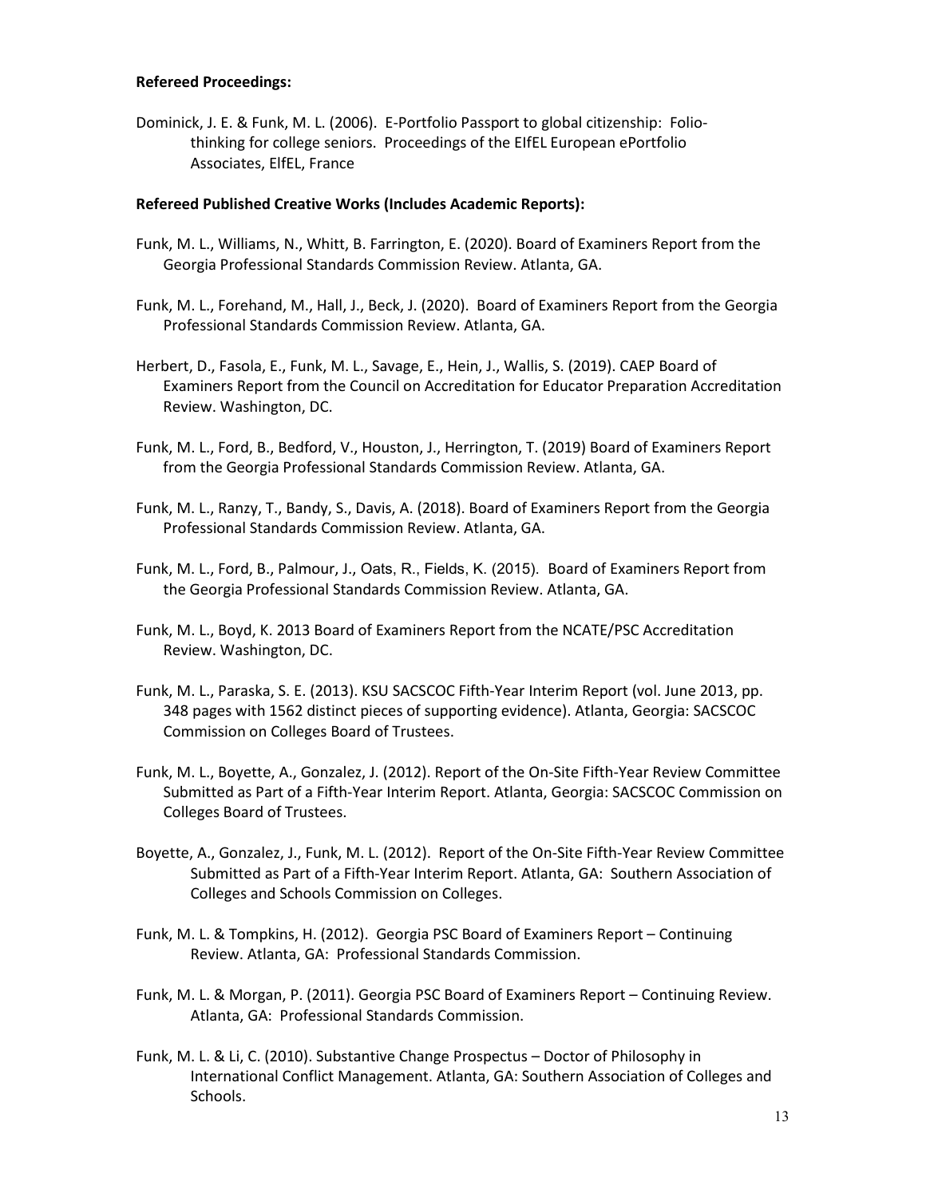**Refereed Proceedings:**

Dominick, J. E. & Funk, M. L. (2006). E-Portfolio Passport to global citizenship: Folio-thinking for college seniors. Proceedings of the EIfEL European ePortfolio Associates, ElfEL, France

**Refereed Published Creative Works (Includes Academic Reports):**

Funk, M. L., Williams, N., Whitt, B. Farrington, E. (2020). Board of Examiners Report from the Georgia Professional Standards Commission Review. Atlanta, GA.

Funk, M. L., Forehand, M., Hall, J., Beck, J. (2020). Board of Examiners Report from the Georgia Professional Standards Commission Review. Atlanta, GA.

Herbert, D., Fasola, E., Funk, M. L., Savage, E., Hein, J., Wallis, S. (2019). CAEP Board of Examiners Report from the Council on Accreditation for Educator Preparation Accreditation Review. Washington, DC.

Funk, M. L., Ford, B., Bedford, V., Houston, J., Herrington, T. (2019) Board of Examiners Report from the Georgia Professional Standards Commission Review. Atlanta, GA.

Funk, M. L., Ranzy, T., Bandy, S., Davis, A. (2018). Board of Examiners Report from the Georgia Professional Standards Commission Review. Atlanta, GA.

Funk, M. L., Ford, B., Palmour, J., Oats, R., Fields, K. (2015). Board of Examiners Report from the Georgia Professional Standards Commission Review. Atlanta, GA.

Funk, M. L., Boyd, K. 2013 Board of Examiners Report from the NCATE/PSC Accreditation Review. Washington, DC.

Funk, M. L., Paraska, S. E. (2013). KSU SACSCOC Fifth-Year Interim Report (vol. June 2013, pp. 348 pages with 1562 distinct pieces of supporting evidence). Atlanta, Georgia: SACSCOC Commission on Colleges Board of Trustees.

Funk, M. L., Boyette, A., Gonzalez, J. (2012). Report of the On-Site Fifth-Year Review Committee Submitted as Part of a Fifth-Year Interim Report. Atlanta, Georgia: SACSCOC Commission on Colleges Board of Trustees.

Boyette, A., Gonzalez, J., Funk, M. L. (2012). Report of the On-Site Fifth-Year Review Committee Submitted as Part of a Fifth-Year Interim Report. Atlanta, GA: Southern Association of Colleges and Schools Commission on Colleges.

Funk, M. L. & Tompkins, H. (2012). Georgia PSC Board of Examiners Report – Continuing Review. Atlanta, GA: Professional Standards Commission.

Funk, M. L. & Morgan, P. (2011). Georgia PSC Board of Examiners Report – Continuing Review. Atlanta, GA: Professional Standards Commission.

Funk, M. L. & Li, C. (2010). Substantive Change Prospectus – Doctor of Philosophy in International Conflict Management. Atlanta, GA: Southern Association of Colleges and Schools.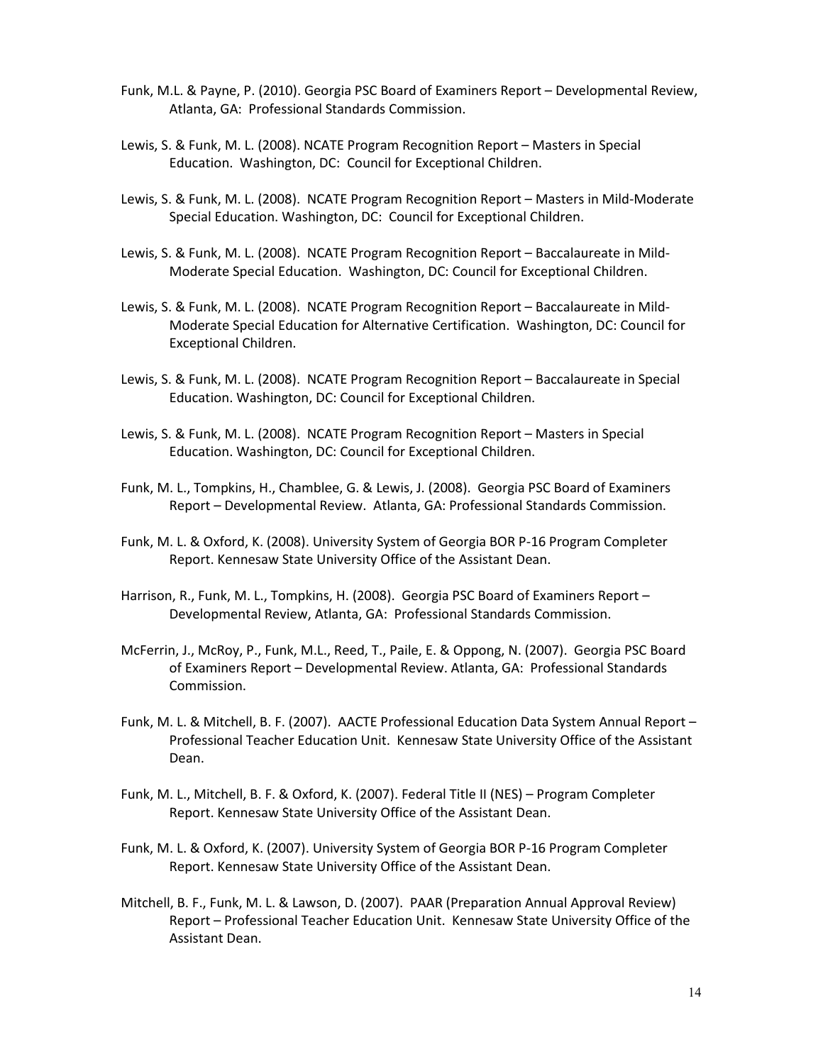Funk, M.L. & Payne, P. (2010). Georgia PSC Board of Examiners Report – Developmental Review, Atlanta, GA: Professional Standards Commission.

Lewis, S. & Funk, M. L. (2008). NCATE Program Recognition Report – Masters in Special Education. Washington, DC: Council for Exceptional Children.

Lewis, S. & Funk, M. L. (2008). NCATE Program Recognition Report – Masters in Mild-Moderate Special Education. Washington, DC: Council for Exceptional Children.

Lewis, S. & Funk, M. L. (2008). NCATE Program Recognition Report – Baccalaureate in Mild-Moderate Special Education. Washington, DC: Council for Exceptional Children.

Lewis, S. & Funk, M. L. (2008). NCATE Program Recognition Report – Baccalaureate in Mild-Moderate Special Education for Alternative Certification. Washington, DC: Council for Exceptional Children.

Lewis, S. & Funk, M. L. (2008). NCATE Program Recognition Report – Baccalaureate in Special Education. Washington, DC: Council for Exceptional Children.

Lewis, S. & Funk, M. L. (2008). NCATE Program Recognition Report – Masters in Special Education. Washington, DC: Council for Exceptional Children.

Funk, M. L., Tompkins, H., Chamblee, G. & Lewis, J. (2008). Georgia PSC Board of Examiners Report – Developmental Review. Atlanta, GA: Professional Standards Commission.

Funk, M. L. & Oxford, K. (2008). University System of Georgia BOR P-16 Program Completer Report. Kennesaw State University Office of the Assistant Dean.

Harrison, R., Funk, M. L., Tompkins, H. (2008). Georgia PSC Board of Examiners Report – Developmental Review, Atlanta, GA: Professional Standards Commission.

McFerrin, J., McRoy, P., Funk, M.L., Reed, T., Paile, E. & Oppong, N. (2007). Georgia PSC Board of Examiners Report – Developmental Review. Atlanta, GA: Professional Standards Commission.

Funk, M. L. & Mitchell, B. F. (2007). AACTE Professional Education Data System Annual Report – Professional Teacher Education Unit. Kennesaw State University Office of the Assistant Dean.

Funk, M. L., Mitchell, B. F. & Oxford, K. (2007). Federal Title II (NES) – Program Completer Report. Kennesaw State University Office of the Assistant Dean.

Funk, M. L. & Oxford, K. (2007). University System of Georgia BOR P-16 Program Completer Report. Kennesaw State University Office of the Assistant Dean.

Mitchell, B. F., Funk, M. L. & Lawson, D. (2007). PAAR (Preparation Annual Approval Review) Report – Professional Teacher Education Unit. Kennesaw State University Office of the Assistant Dean.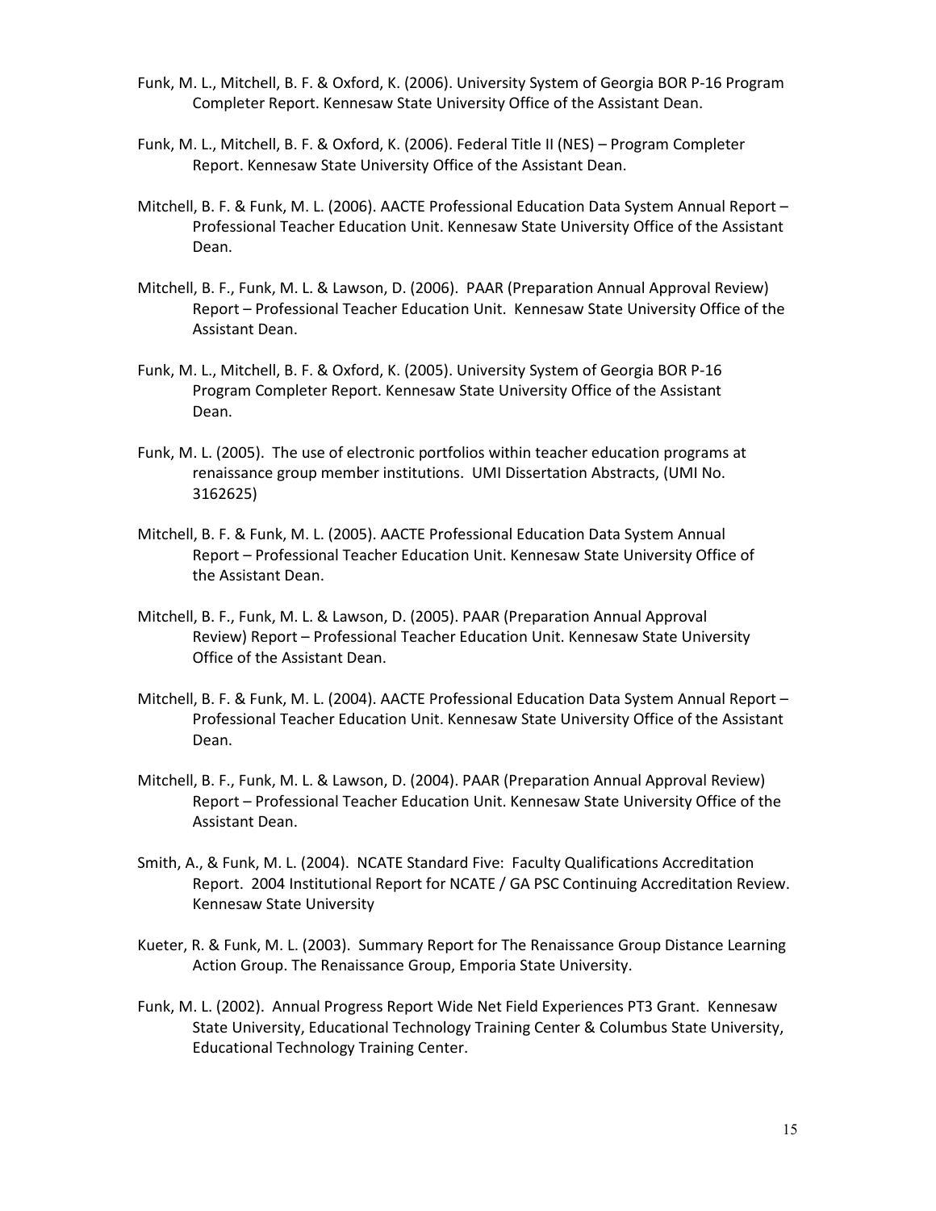Funk, M. L., Mitchell, B. F. & Oxford, K. (2006). University System of Georgia BOR P-16 Program Completer Report. Kennesaw State University Office of the Assistant Dean.

Funk, M. L., Mitchell, B. F. & Oxford, K. (2006). Federal Title II (NES) – Program Completer Report. Kennesaw State University Office of the Assistant Dean.

Mitchell, B. F. & Funk, M. L. (2006). AACTE Professional Education Data System Annual Report – Professional Teacher Education Unit. Kennesaw State University Office of the Assistant Dean.

Mitchell, B. F., Funk, M. L. & Lawson, D. (2006). PAAR (Preparation Annual Approval Review) Report – Professional Teacher Education Unit. Kennesaw State University Office of the Assistant Dean.

Funk, M. L., Mitchell, B. F. & Oxford, K. (2005). University System of Georgia BOR P-16 Program Completer Report. Kennesaw State University Office of the Assistant Dean.

Funk, M. L. (2005). The use of electronic portfolios within teacher education programs at renaissance group member institutions. UMI Dissertation Abstracts, (UMI No. 3162625)

Mitchell, B. F. & Funk, M. L. (2005). AACTE Professional Education Data System Annual Report – Professional Teacher Education Unit. Kennesaw State University Office of the Assistant Dean.

Mitchell, B. F., Funk, M. L. & Lawson, D. (2005). PAAR (Preparation Annual Approval Review) Report – Professional Teacher Education Unit. Kennesaw State University Office of the Assistant Dean.

Mitchell, B. F. & Funk, M. L. (2004). AACTE Professional Education Data System Annual Report – Professional Teacher Education Unit. Kennesaw State University Office of the Assistant Dean.

Mitchell, B. F., Funk, M. L. & Lawson, D. (2004). PAAR (Preparation Annual Approval Review) Report – Professional Teacher Education Unit. Kennesaw State University Office of the Assistant Dean.

Smith, A., & Funk, M. L. (2004). NCATE Standard Five: Faculty Qualifications Accreditation Report. 2004 Institutional Report for NCATE / GA PSC Continuing Accreditation Review. Kennesaw State University

Kueter, R. & Funk, M. L. (2003). Summary Report for The Renaissance Group Distance Learning Action Group. The Renaissance Group, Emporia State University.

Funk, M. L. (2002). Annual Progress Report Wide Net Field Experiences PT3 Grant. Kennesaw State University, Educational Technology Training Center & Columbus State University, Educational Technology Training Center.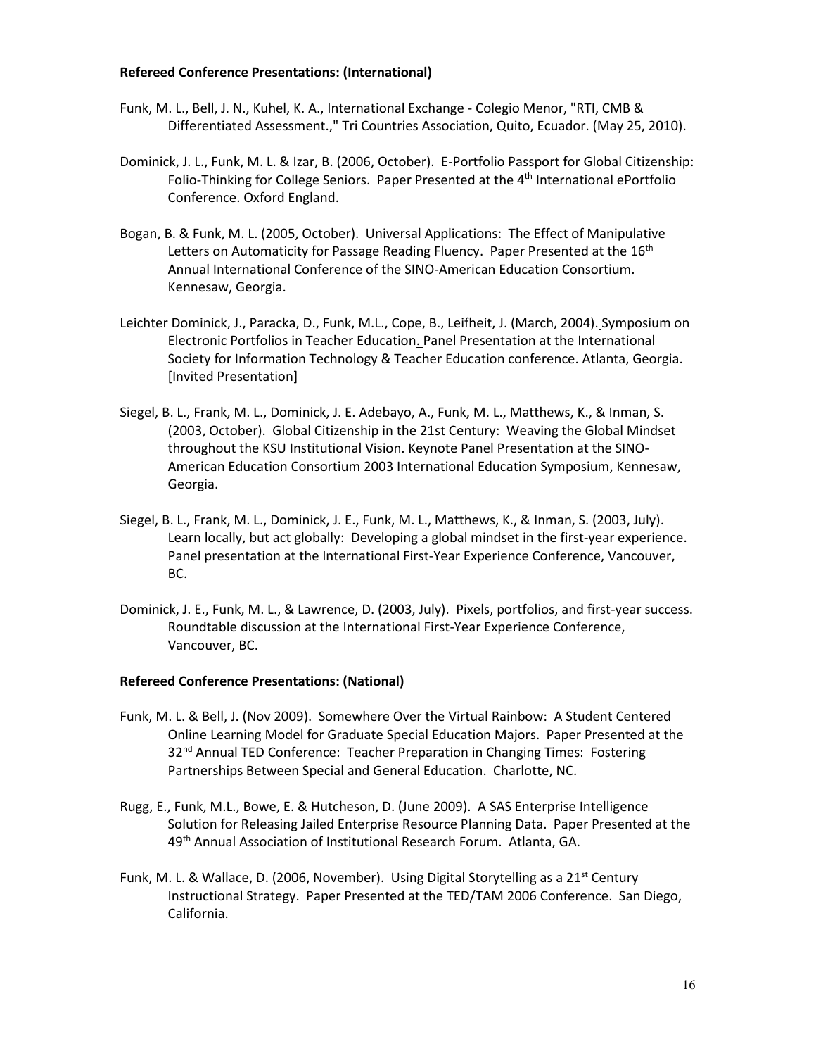**Refereed Conference Presentations: (International)**

Funk, M. L., Bell, J. N., Kuhel, K. A., International Exchange - Colegio Menor, "RTI, CMB & Differentiated Assessment.," Tri Countries Association, Quito, Ecuador. (May 25, 2010).

Dominick, J. L., Funk, M. L. & Izar, B. (2006, October). E-Portfolio Passport for Global Citizenship: Folio-Thinking for College Seniors. Paper Presented at the 4th International ePortfolio Conference. Oxford England.

Bogan, B. & Funk, M. L. (2005, October). Universal Applications: The Effect of Manipulative Letters on Automaticity for Passage Reading Fluency. Paper Presented at the 16th Annual International Conference of the SINO-American Education Consortium. Kennesaw, Georgia.

Leichter Dominick, J., Paracka, D., Funk, M.L., Cope, B., Leifheit, J. (March, 2004). Symposium on Electronic Portfolios in Teacher Education. Panel Presentation at the International Society for Information Technology & Teacher Education conference. Atlanta, Georgia. [Invited Presentation]

Siegel, B. L., Frank, M. L., Dominick, J. E. Adebayo, A., Funk, M. L., Matthews, K., & Inman, S. (2003, October). Global Citizenship in the 21st Century: Weaving the Global Mindset throughout the KSU Institutional Vision. Keynote Panel Presentation at the SINO-American Education Consortium 2003 International Education Symposium, Kennesaw, Georgia.

Siegel, B. L., Frank, M. L., Dominick, J. E., Funk, M. L., Matthews, K., & Inman, S. (2003, July). Learn locally, but act globally: Developing a global mindset in the first-year experience. Panel presentation at the International First-Year Experience Conference, Vancouver, BC.

Dominick, J. E., Funk, M. L., & Lawrence, D. (2003, July). Pixels, portfolios, and first-year success. Roundtable discussion at the International First-Year Experience Conference, Vancouver, BC.

**Refereed Conference Presentations: (National)**

Funk, M. L. & Bell, J. (Nov 2009). Somewhere Over the Virtual Rainbow: A Student Centered Online Learning Model for Graduate Special Education Majors. Paper Presented at the 32nd Annual TED Conference: Teacher Preparation in Changing Times: Fostering Partnerships Between Special and General Education. Charlotte, NC.

Rugg, E., Funk, M.L., Bowe, E. & Hutcheson, D. (June 2009). A SAS Enterprise Intelligence Solution for Releasing Jailed Enterprise Resource Planning Data. Paper Presented at the 49th Annual Association of Institutional Research Forum. Atlanta, GA.

Funk, M. L. & Wallace, D. (2006, November). Using Digital Storytelling as a 21st Century Instructional Strategy. Paper Presented at the TED/TAM 2006 Conference. San Diego, California.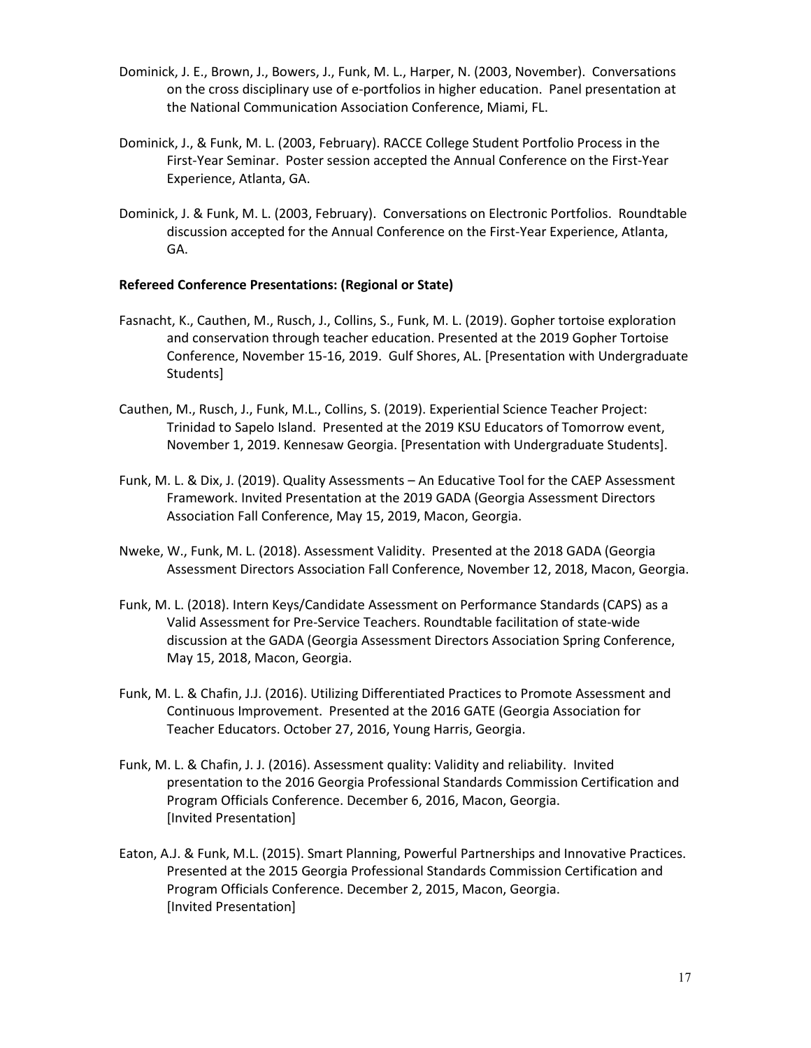Dominick, J. E., Brown, J., Bowers, J., Funk, M. L., Harper, N. (2003, November). Conversations on the cross disciplinary use of e-portfolios in higher education. Panel presentation at the National Communication Association Conference, Miami, FL.

Dominick, J., & Funk, M. L. (2003, February). RACCE College Student Portfolio Process in the First-Year Seminar. Poster session accepted the Annual Conference on the First-Year Experience, Atlanta, GA.

Dominick, J. & Funk, M. L. (2003, February). Conversations on Electronic Portfolios. Roundtable discussion accepted for the Annual Conference on the First-Year Experience, Atlanta, GA.

**Refereed Conference Presentations: (Regional or State)**

Fasnacht, K., Cauthen, M., Rusch, J., Collins, S., Funk, M. L. (2019). Gopher tortoise exploration and conservation through teacher education. Presented at the 2019 Gopher Tortoise Conference, November 15-16, 2019. Gulf Shores, AL. [Presentation with Undergraduate Students]

Cauthen, M., Rusch, J., Funk, M.L., Collins, S. (2019). Experiential Science Teacher Project: Trinidad to Sapelo Island. Presented at the 2019 KSU Educators of Tomorrow event, November 1, 2019. Kennesaw Georgia. [Presentation with Undergraduate Students].

Funk, M. L. & Dix, J. (2019). Quality Assessments – An Educative Tool for the CAEP Assessment Framework. Invited Presentation at the 2019 GADA (Georgia Assessment Directors Association Fall Conference, May 15, 2019, Macon, Georgia.

Nweke, W., Funk, M. L. (2018). Assessment Validity. Presented at the 2018 GADA (Georgia Assessment Directors Association Fall Conference, November 12, 2018, Macon, Georgia.

Funk, M. L. (2018). Intern Keys/Candidate Assessment on Performance Standards (CAPS) as a Valid Assessment for Pre-Service Teachers. Roundtable facilitation of state-wide discussion at the GADA (Georgia Assessment Directors Association Spring Conference, May 15, 2018, Macon, Georgia.

Funk, M. L. & Chafin, J.J. (2016). Utilizing Differentiated Practices to Promote Assessment and Continuous Improvement. Presented at the 2016 GATE (Georgia Association for Teacher Educators. October 27, 2016, Young Harris, Georgia.

Funk, M. L. & Chafin, J. J. (2016). Assessment quality: Validity and reliability. Invited presentation to the 2016 Georgia Professional Standards Commission Certification and Program Officials Conference. December 6, 2016, Macon, Georgia. [Invited Presentation]

Eaton, A.J. & Funk, M.L. (2015). Smart Planning, Powerful Partnerships and Innovative Practices. Presented at the 2015 Georgia Professional Standards Commission Certification and Program Officials Conference. December 2, 2015, Macon, Georgia. [Invited Presentation]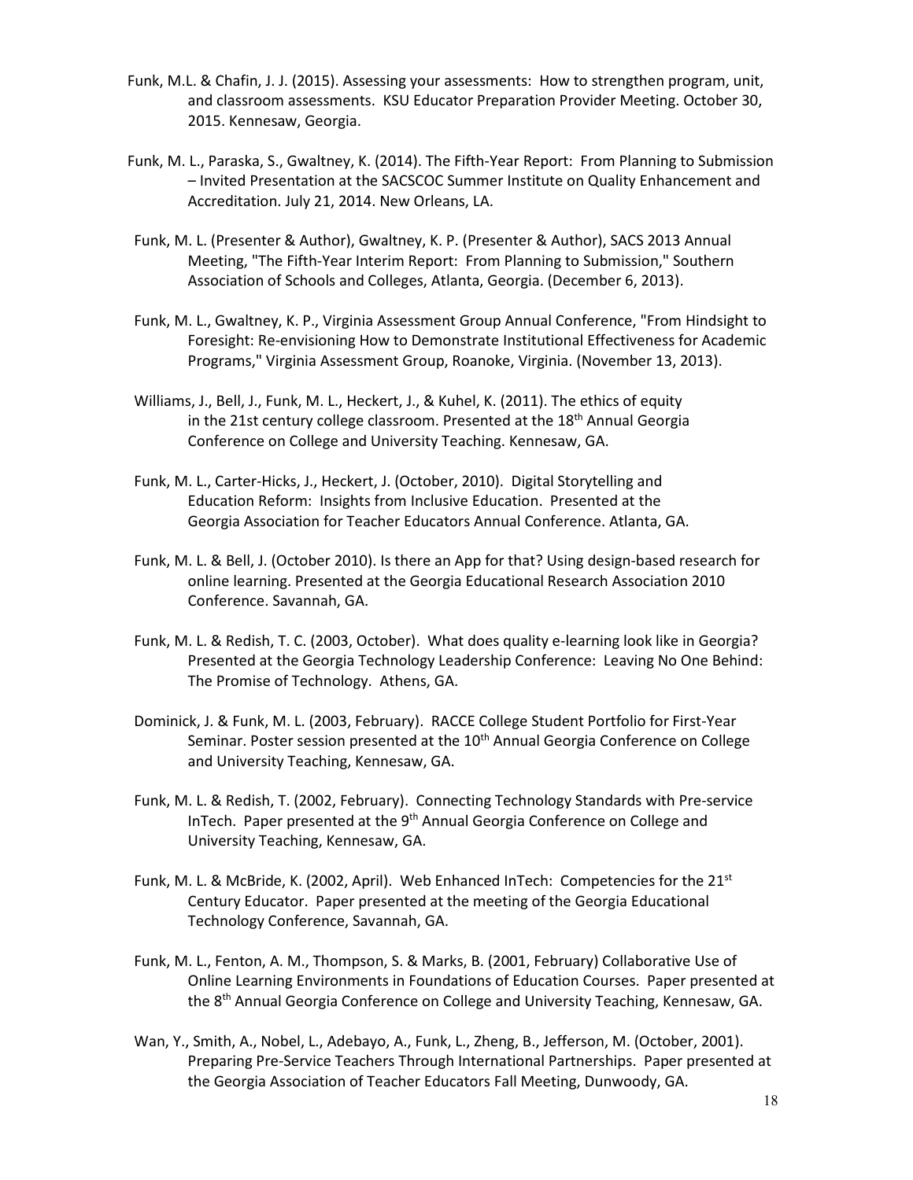Funk, M.L. & Chafin, J. J. (2015). Assessing your assessments: How to strengthen program, unit, and classroom assessments. KSU Educator Preparation Provider Meeting. October 30, 2015. Kennesaw, Georgia.

Funk, M. L., Paraska, S., Gwaltney, K. (2014). The Fifth-Year Report: From Planning to Submission – Invited Presentation at the SACSCOC Summer Institute on Quality Enhancement and Accreditation. July 21, 2014. New Orleans, LA.

Funk, M. L. (Presenter & Author), Gwaltney, K. P. (Presenter & Author), SACS 2013 Annual Meeting, "The Fifth-Year Interim Report: From Planning to Submission," Southern Association of Schools and Colleges, Atlanta, Georgia. (December 6, 2013).

Funk, M. L., Gwaltney, K. P., Virginia Assessment Group Annual Conference, "From Hindsight to Foresight: Re-envisioning How to Demonstrate Institutional Effectiveness for Academic Programs," Virginia Assessment Group, Roanoke, Virginia. (November 13, 2013).

Williams, J., Bell, J., Funk, M. L., Heckert, J., & Kuhel, K. (2011). The ethics of equity in the 21st century college classroom. Presented at the 18th Annual Georgia Conference on College and University Teaching. Kennesaw, GA.

Funk, M. L., Carter-Hicks, J., Heckert, J. (October, 2010). Digital Storytelling and Education Reform: Insights from Inclusive Education. Presented at the Georgia Association for Teacher Educators Annual Conference. Atlanta, GA.

Funk, M. L. & Bell, J. (October 2010). Is there an App for that? Using design-based research for online learning. Presented at the Georgia Educational Research Association 2010 Conference. Savannah, GA.

Funk, M. L. & Redish, T. C. (2003, October). What does quality e-learning look like in Georgia? Presented at the Georgia Technology Leadership Conference: Leaving No One Behind: The Promise of Technology. Athens, GA.

Dominick, J. & Funk, M. L. (2003, February). RACCE College Student Portfolio for First-Year Seminar. Poster session presented at the 10th Annual Georgia Conference on College and University Teaching, Kennesaw, GA.

Funk, M. L. & Redish, T. (2002, February). Connecting Technology Standards with Pre-service InTech. Paper presented at the 9th Annual Georgia Conference on College and University Teaching, Kennesaw, GA.

Funk, M. L. & McBride, K. (2002, April). Web Enhanced InTech: Competencies for the 21st Century Educator. Paper presented at the meeting of the Georgia Educational Technology Conference, Savannah, GA.

Funk, M. L., Fenton, A. M., Thompson, S. & Marks, B. (2001, February) Collaborative Use of Online Learning Environments in Foundations of Education Courses. Paper presented at the 8th Annual Georgia Conference on College and University Teaching, Kennesaw, GA.

Wan, Y., Smith, A., Nobel, L., Adebayo, A., Funk, L., Zheng, B., Jefferson, M. (October, 2001). Preparing Pre-Service Teachers Through International Partnerships. Paper presented at the Georgia Association of Teacher Educators Fall Meeting, Dunwoody, GA.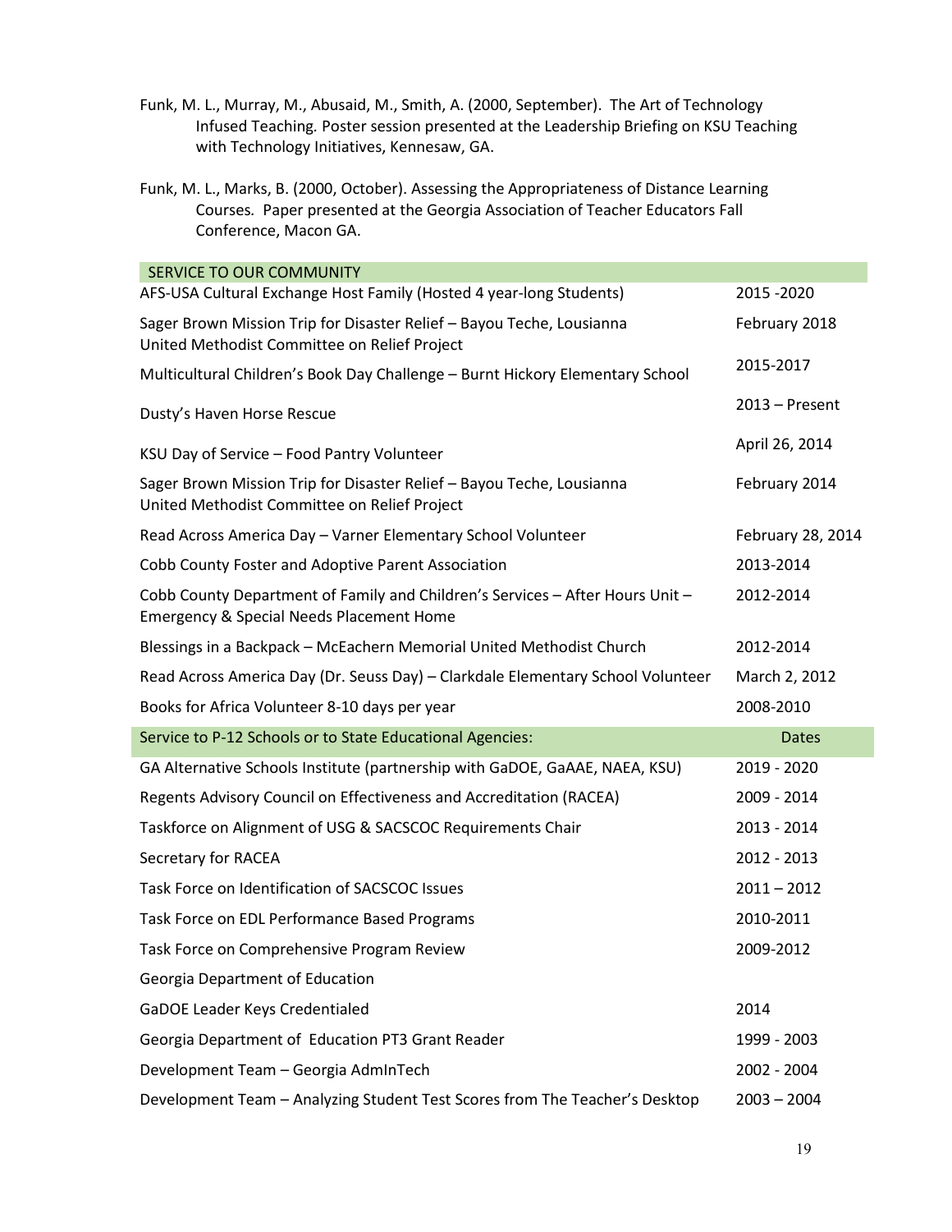Funk, M. L., Murray, M., Abusaid, M., Smith, A. (2000, September). The Art of Technology Infused Teaching. Poster session presented at the Leadership Briefing on KSU Teaching with Technology Initiatives, Kennesaw, GA.

Funk, M. L., Marks, B. (2000, October). Assessing the Appropriateness of Distance Learning Courses. Paper presented at the Georgia Association of Teacher Educators Fall Conference, Macon GA.

| SERVICE TO OUR COMMUNITY | |
|---|---|
| AFS-USA Cultural Exchange Host Family (Hosted 4 year-long Students) | 2015 -2020 |
| Sager Brown Mission Trip for Disaster Relief – Bayou Teche, Lousianna United Methodist Committee on Relief Project | February 2018 |
| Multicultural Children's Book Day Challenge – Burnt Hickory Elementary School | 2015-2017 |
| Dusty's Haven Horse Rescue | 2013 – Present |
| KSU Day of Service – Food Pantry Volunteer | April 26, 2014 |
| Sager Brown Mission Trip for Disaster Relief – Bayou Teche, Lousianna United Methodist Committee on Relief Project | February 2014 |
| Read Across America Day – Varner Elementary School Volunteer | February 28, 2014 |
| Cobb County Foster and Adoptive Parent Association | 2013-2014 |
| Cobb County Department of Family and Children's Services – After Hours Unit – Emergency & Special Needs Placement Home | 2012-2014 |
| Blessings in a Backpack – McEachern Memorial United Methodist Church | 2012-2014 |
| Read Across America Day (Dr. Seuss Day) – Clarkdale Elementary School Volunteer | March 2, 2012 |
| Books for Africa Volunteer 8-10 days per year | 2008-2010 |

| Service to P-12 Schools or to State Educational Agencies: | Dates |
|---|---|
| GA Alternative Schools Institute (partnership with GaDOE, GaAAE, NAEA, KSU) | 2019 - 2020 |
| Regents Advisory Council on Effectiveness and Accreditation (RACEA) | 2009 - 2014 |
| Taskforce on Alignment of USG & SACSCOC Requirements Chair | 2013 - 2014 |
| Secretary for RACEA | 2012 - 2013 |
| Task Force on Identification of SACSCOC Issues | 2011 – 2012 |
| Task Force on EDL Performance Based Programs | 2010-2011 |
| Task Force on Comprehensive Program Review | 2009-2012 |
| Georgia Department of Education | |
| GaDOE Leader Keys Credentialed | 2014 |
| Georgia Department of Education PT3 Grant Reader | 1999 - 2003 |
| Development Team – Georgia AdmInTech | 2002 - 2004 |
| Development Team – Analyzing Student Test Scores from The Teacher's Desktop | 2003 – 2004 |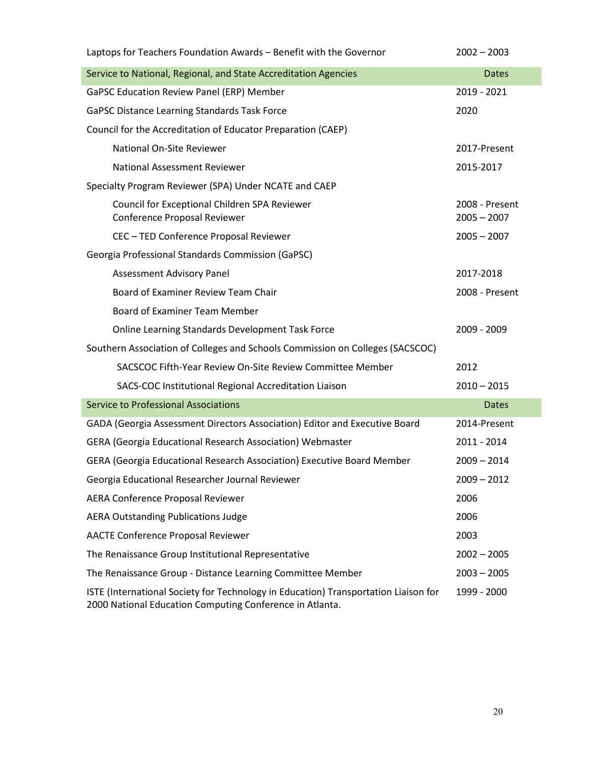| Laptops for Teachers Foundation Awards – Benefit with the Governor | 2002 – 2003 |
|---|---|
| **Service to National, Regional, and State Accreditation Agencies** | **Dates** |
| GaPSC Education Review Panel (ERP) Member | 2019 - 2021 |
| GaPSC Distance Learning Standards Task Force | 2020 |
| Council for the Accreditation of Educator Preparation (CAEP) | |
| National On-Site Reviewer | 2017-Present |
| National Assessment Reviewer | 2015-2017 |
| Specialty Program Reviewer (SPA) Under NCATE and CAEP | |
| Council for Exceptional Children SPA Reviewer<br>Conference Proposal Reviewer | 2008 - Present<br>2005 – 2007 |
| CEC – TED Conference Proposal Reviewer | 2005 – 2007 |
| Georgia Professional Standards Commission (GaPSC) | |
| Assessment Advisory Panel | 2017-2018 |
| Board of Examiner Review Team Chair | 2008 - Present |
| Board of Examiner Team Member | |
| Online Learning Standards Development Task Force | 2009 - 2009 |
| Southern Association of Colleges and Schools Commission on Colleges (SACSCOC) | |
| SACSCOC Fifth-Year Review On-Site Review Committee Member | 2012 |
| SACS-COC Institutional Regional Accreditation Liaison | 2010 – 2015 |
| **Service to Professional Associations** | **Dates** |
| GADA (Georgia Assessment Directors Association) Editor and Executive Board | 2014-Present |
| GERA (Georgia Educational Research Association) Webmaster | 2011 - 2014 |
| GERA (Georgia Educational Research Association) Executive Board Member | 2009 – 2014 |
| Georgia Educational Researcher Journal Reviewer | 2009 – 2012 |
| AERA Conference Proposal Reviewer | 2006 |
| AERA Outstanding Publications Judge | 2006 |
| AACTE Conference Proposal Reviewer | 2003 |
| The Renaissance Group Institutional Representative | 2002 – 2005 |
| The Renaissance Group - Distance Learning Committee Member | 2003 – 2005 |
| ISTE (International Society for Technology in Education) Transportation Liaison for 2000 National Education Computing Conference in Atlanta. | 1999 - 2000 |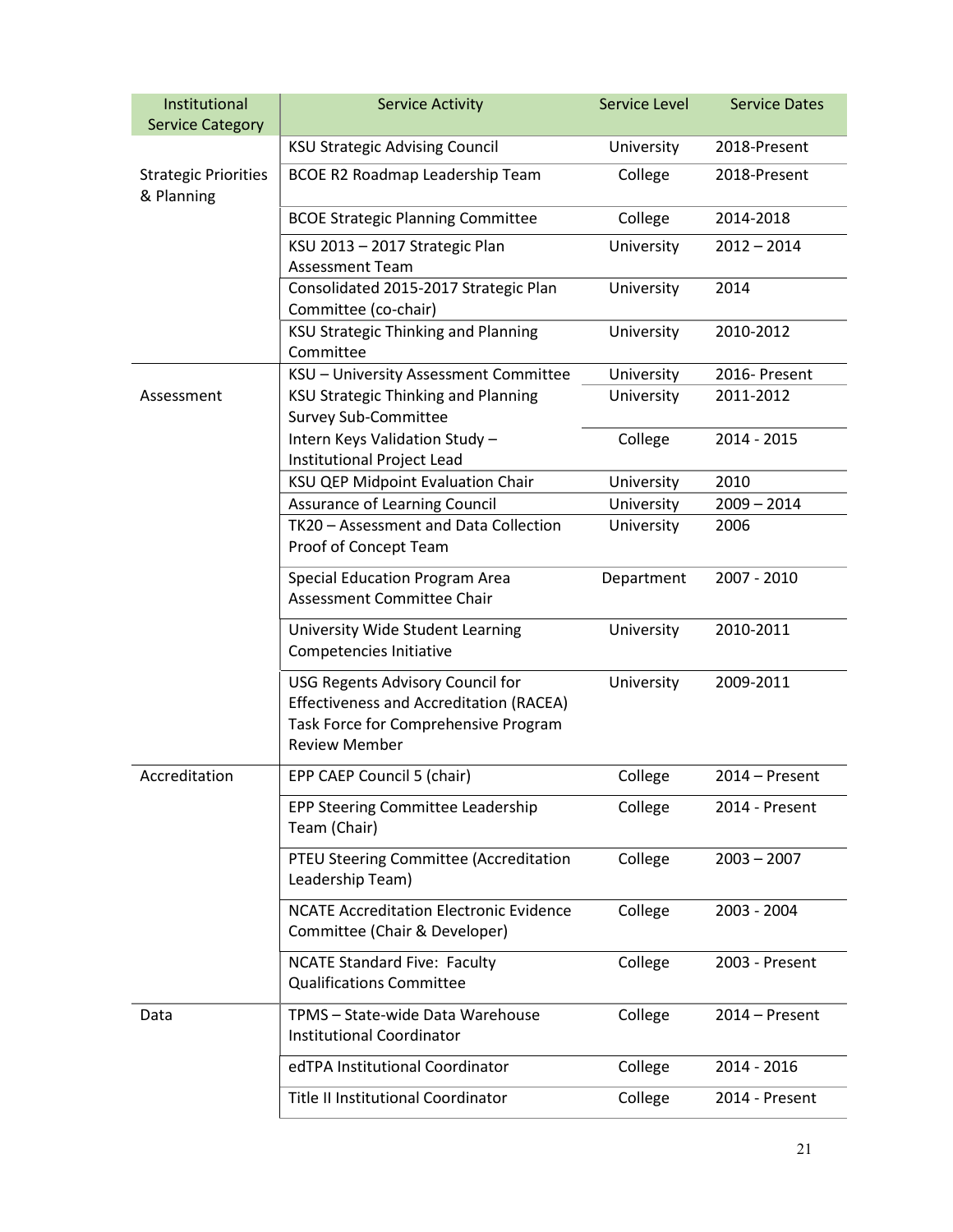| Institutional Service Category | Service Activity | Service Level | Service Dates |
|---|---|---|---|
| Strategic Priorities & Planning | KSU Strategic Advising Council | University | 2018-Present |
| | BCOE R2 Roadmap Leadership Team | College | 2018-Present |
| | BCOE Strategic Planning Committee | College | 2014-2018 |
| | KSU 2013 – 2017 Strategic Plan Assessment Team | University | 2012 – 2014 |
| | Consolidated 2015-2017 Strategic Plan Committee (co-chair) | University | 2014 |
| | KSU Strategic Thinking and Planning Committee | University | 2010-2012 |
| Assessment | KSU – University Assessment Committee | University | 2016- Present |
| | KSU Strategic Thinking and Planning Survey Sub-Committee | University | 2011-2012 |
| | Intern Keys Validation Study – Institutional Project Lead | College | 2014 - 2015 |
| | KSU QEP Midpoint Evaluation Chair | University | 2010 |
| | Assurance of Learning Council | University | 2009 – 2014 |
| | TK20 – Assessment and Data Collection Proof of Concept Team | University | 2006 |
| | Special Education Program Area Assessment Committee Chair | Department | 2007 - 2010 |
| | University Wide Student Learning Competencies Initiative | University | 2010-2011 |
| | USG Regents Advisory Council for Effectiveness and Accreditation (RACEA) Task Force for Comprehensive Program Review Member | University | 2009-2011 |
| Accreditation | EPP CAEP Council 5 (chair) | College | 2014 – Present |
| | EPP Steering Committee Leadership Team (Chair) | College | 2014 - Present |
| | PTEU Steering Committee (Accreditation Leadership Team) | College | 2003 – 2007 |
| | NCATE Accreditation Electronic Evidence Committee (Chair & Developer) | College | 2003 - 2004 |
| | NCATE Standard Five: Faculty Qualifications Committee | College | 2003 - Present |
| Data | TPMS – State-wide Data Warehouse Institutional Coordinator | College | 2014 – Present |
| | edTPA Institutional Coordinator | College | 2014 - 2016 |
| | Title II Institutional Coordinator | College | 2014 - Present |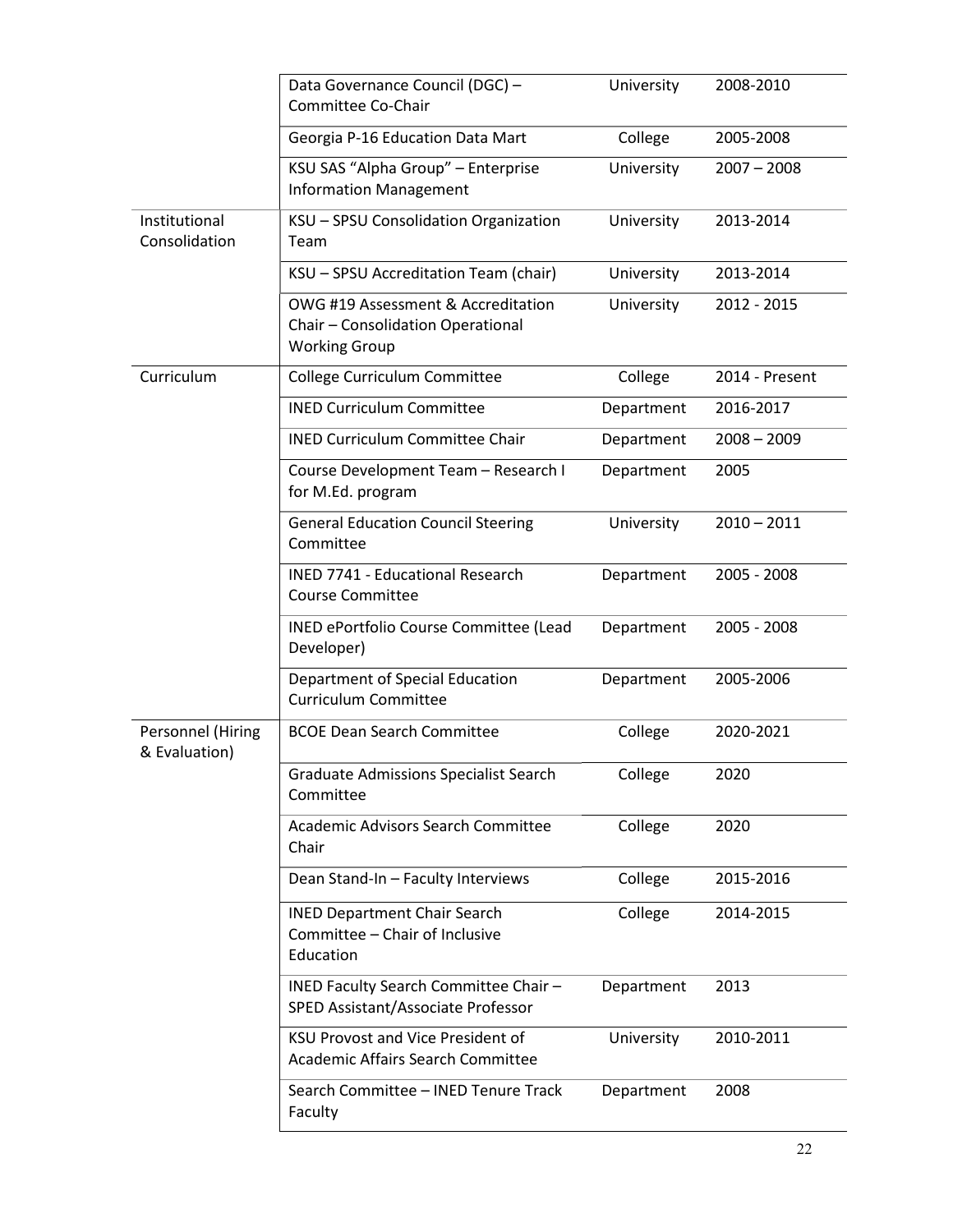| | | | |
|---|---|---|---|
| | Data Governance Council (DGC) – Committee Co-Chair | University | 2008-2010 |
| | Georgia P-16 Education Data Mart | College | 2005-2008 |
| | KSU SAS "Alpha Group" – Enterprise Information Management | University | 2007 – 2008 |
| Institutional Consolidation | KSU – SPSU Consolidation Organization Team | University | 2013-2014 |
| | KSU – SPSU Accreditation Team (chair) | University | 2013-2014 |
| | OWG #19 Assessment & Accreditation Chair – Consolidation Operational Working Group | University | 2012 - 2015 |
| Curriculum | College Curriculum Committee | College | 2014 - Present |
| | INED Curriculum Committee | Department | 2016-2017 |
| | INED Curriculum Committee Chair | Department | 2008 – 2009 |
| | Course Development Team – Research I for M.Ed. program | Department | 2005 |
| | General Education Council Steering Committee | University | 2010 – 2011 |
| | INED 7741 - Educational Research Course Committee | Department | 2005 - 2008 |
| | INED ePortfolio Course Committee (Lead Developer) | Department | 2005 - 2008 |
| | Department of Special Education Curriculum Committee | Department | 2005-2006 |
| Personnel (Hiring & Evaluation) | BCOE Dean Search Committee | College | 2020-2021 |
| | Graduate Admissions Specialist Search Committee | College | 2020 |
| | Academic Advisors Search Committee Chair | College | 2020 |
| | Dean Stand-In – Faculty Interviews | College | 2015-2016 |
| | INED Department Chair Search Committee – Chair of Inclusive Education | College | 2014-2015 |
| | INED Faculty Search Committee Chair – SPED Assistant/Associate Professor | Department | 2013 |
| | KSU Provost and Vice President of Academic Affairs Search Committee | University | 2010-2011 |
| | Search Committee – INED Tenure Track Faculty | Department | 2008 |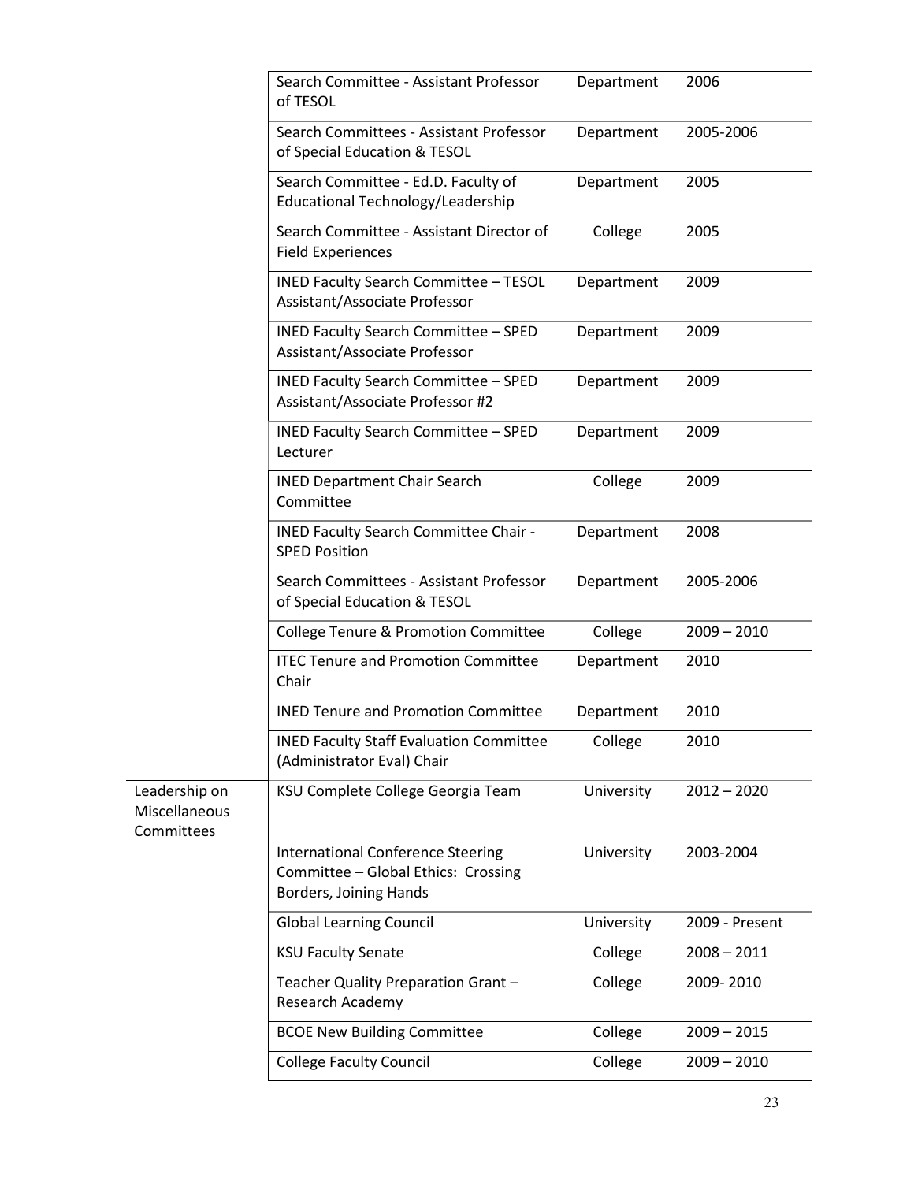| | | | |
|---|---|---|---|
| | Search Committee - Assistant Professor of TESOL | Department | 2006 |
| | Search Committees - Assistant Professor of Special Education & TESOL | Department | 2005-2006 |
| | Search Committee - Ed.D. Faculty of Educational Technology/Leadership | Department | 2005 |
| | Search Committee - Assistant Director of Field Experiences | College | 2005 |
| | INED Faculty Search Committee – TESOL Assistant/Associate Professor | Department | 2009 |
| | INED Faculty Search Committee – SPED Assistant/Associate Professor | Department | 2009 |
| | INED Faculty Search Committee – SPED Assistant/Associate Professor #2 | Department | 2009 |
| | INED Faculty Search Committee – SPED Lecturer | Department | 2009 |
| | INED Department Chair Search Committee | College | 2009 |
| | INED Faculty Search Committee Chair - SPED Position | Department | 2008 |
| | Search Committees - Assistant Professor of Special Education & TESOL | Department | 2005-2006 |
| | College Tenure & Promotion Committee | College | 2009 – 2010 |
| | ITEC Tenure and Promotion Committee Chair | Department | 2010 |
| | INED Tenure and Promotion Committee | Department | 2010 |
| | INED Faculty Staff Evaluation Committee (Administrator Eval) Chair | College | 2010 |
| Leadership on Miscellaneous Committees | KSU Complete College Georgia Team | University | 2012 – 2020 |
| | International Conference Steering Committee – Global Ethics: Crossing Borders, Joining Hands | University | 2003-2004 |
| | Global Learning Council | University | 2009 - Present |
| | KSU Faculty Senate | College | 2008 – 2011 |
| | Teacher Quality Preparation Grant – Research Academy | College | 2009- 2010 |
| | BCOE New Building Committee | College | 2009 – 2015 |
| | College Faculty Council | College | 2009 – 2010 |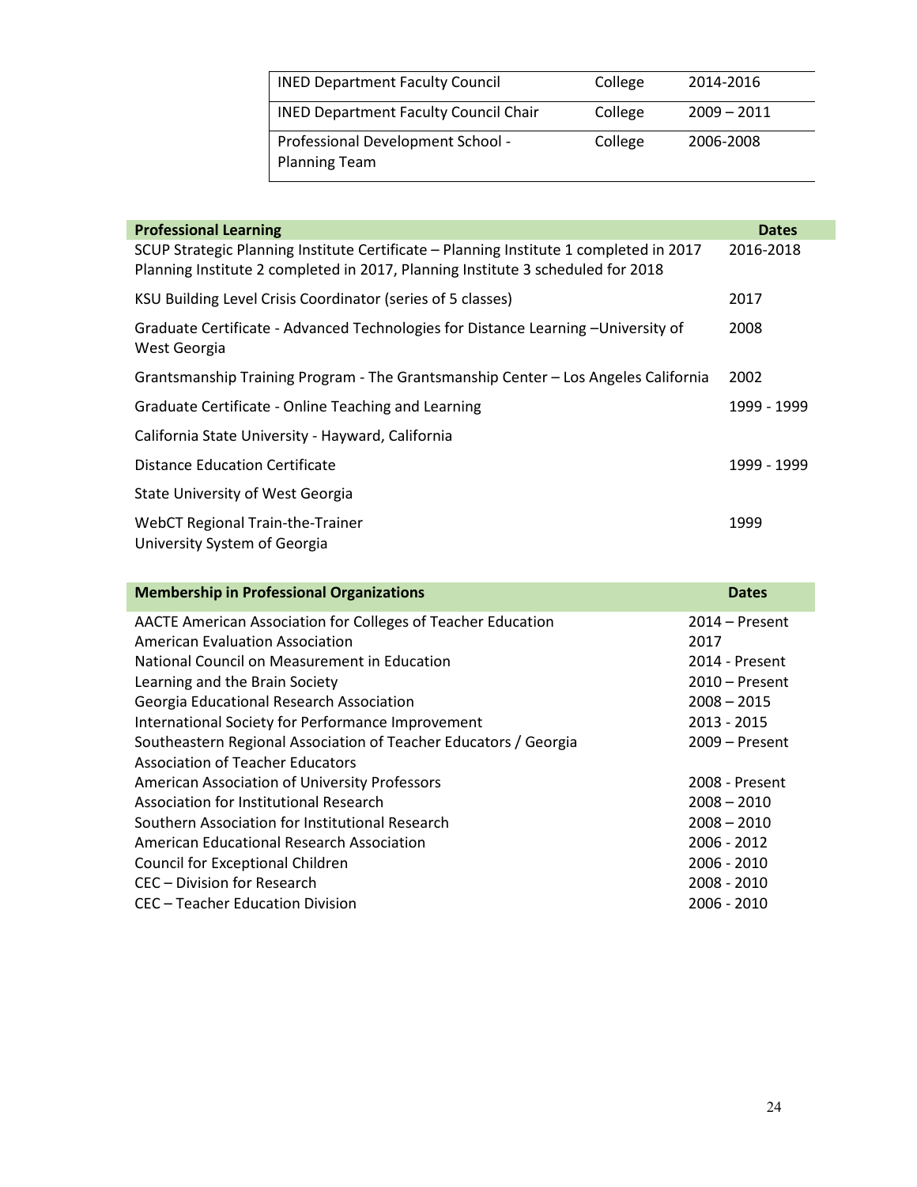| | | |
|---|---|---|
| INED Department Faculty Council | College | 2014-2016 |
| INED Department Faculty Council Chair | College | 2009 – 2011 |
| Professional Development School - Planning Team | College | 2006-2008 |

| Professional Learning | Dates |
|---|---|
| SCUP Strategic Planning Institute Certificate – Planning Institute 1 completed in 2017 Planning Institute 2 completed in 2017, Planning Institute 3 scheduled for 2018 | 2016-2018 |
| KSU Building Level Crisis Coordinator (series of 5 classes) | 2017 |
| Graduate Certificate - Advanced Technologies for Distance Learning –University of West Georgia | 2008 |
| Grantsmanship Training Program - The Grantsmanship Center – Los Angeles California | 2002 |
| Graduate Certificate - Online Teaching and Learning | 1999 - 1999 |
| California State University - Hayward, California | |
| Distance Education Certificate | 1999 - 1999 |
| State University of West Georgia | |
| WebCT Regional Train-the-Trainer University System of Georgia | 1999 |

| Membership in Professional Organizations | Dates |
|---|---|
| AACTE American Association for Colleges of Teacher Education | 2014 – Present |
| American Evaluation Association | 2017 |
| National Council on Measurement in Education | 2014 - Present |
| Learning and the Brain Society | 2010 – Present |
| Georgia Educational Research Association | 2008 – 2015 |
| International Society for Performance Improvement | 2013 - 2015 |
| Southeastern Regional Association of Teacher Educators / Georgia Association of Teacher Educators | 2009 – Present |
| American Association of University Professors | 2008 - Present |
| Association for Institutional Research | 2008 – 2010 |
| Southern Association for Institutional Research | 2008 – 2010 |
| American Educational Research Association | 2006 - 2012 |
| Council for Exceptional Children | 2006 - 2010 |
| CEC – Division for Research | 2008 - 2010 |
| CEC – Teacher Education Division | 2006 - 2010 |